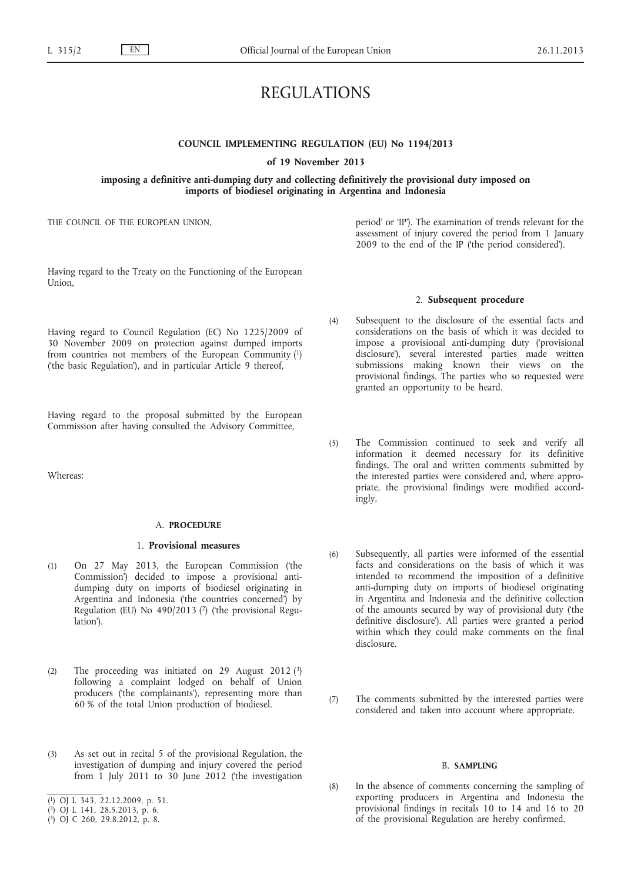# REGULATIONS

**COUNCIL IMPLEMENTING REGULATION (EU) No 1194/2013**

**of 19 November 2013**

**imposing a definitive anti-dumping duty and collecting definitively the provisional duty imposed on imports of biodiesel originating in Argentina and Indonesia**

THE COUNCIL OF THE EUROPEAN UNION,

Having regard to the Treaty on the Functioning of the European Union,

Having regard to Council Regulation (EC) No 1225/2009 of 30 November 2009 on protection against dumped imports from countries not members of the European Community [1] ('the basic Regulation'), and in particular Article 9 thereof,

Having regard to the proposal submitted by the European Commission after having consulted the Advisory Committee,

Whereas:

## A. PROCEDURE

### 1. Provisional measures

(1) On 27 May 2013, the European Commission ('the Commission') decided to impose a provisional anti-dumping duty on imports of biodiesel originating in Argentina and Indonesia ('the countries concerned') by Regulation (EU) No 490/2013 [2] ('the provisional Regulation').

(2) The proceeding was initiated on 29 August 2012 [3] following a complaint lodged on behalf of Union producers ('the complainants'), representing more than 60 % of the total Union production of biodiesel.

(3) As set out in recital 5 of the provisional Regulation, the investigation of dumping and injury covered the period from 1 July 2011 to 30 June 2012 ('the investigation period' or 'IP'). The examination of trends relevant for the assessment of injury covered the period from 1 January 2009 to the end of the IP ('the period considered').

### 2. Subsequent procedure

(4) Subsequent to the disclosure of the essential facts and considerations on the basis of which it was decided to impose a provisional anti-dumping duty ('provisional disclosure'), several interested parties made written submissions making known their views on the provisional findings. The parties who so requested were granted an opportunity to be heard.

(5) The Commission continued to seek and verify all information it deemed necessary for its definitive findings. The oral and written comments submitted by the interested parties were considered and, where appropriate, the provisional findings were modified accordingly.

(6) Subsequently, all parties were informed of the essential facts and considerations on the basis of which it was intended to recommend the imposition of a definitive anti-dumping duty on imports of biodiesel originating in Argentina and Indonesia and the definitive collection of the amounts secured by way of provisional duty ('the definitive disclosure'). All parties were granted a period within which they could make comments on the final disclosure.

(7) The comments submitted by the interested parties were considered and taken into account where appropriate.

## B. SAMPLING

(8) In the absence of comments concerning the sampling of exporting producers in Argentina and Indonesia the provisional findings in recitals 10 to 14 and 16 to 20 of the provisional Regulation are hereby confirmed.

---

[1] OJ L 343, 22.12.2009, p. 51.

[2] OJ L 141, 28.5.2013, p. 6.

[3] OJ C 260, 29.8.2012, p. 8.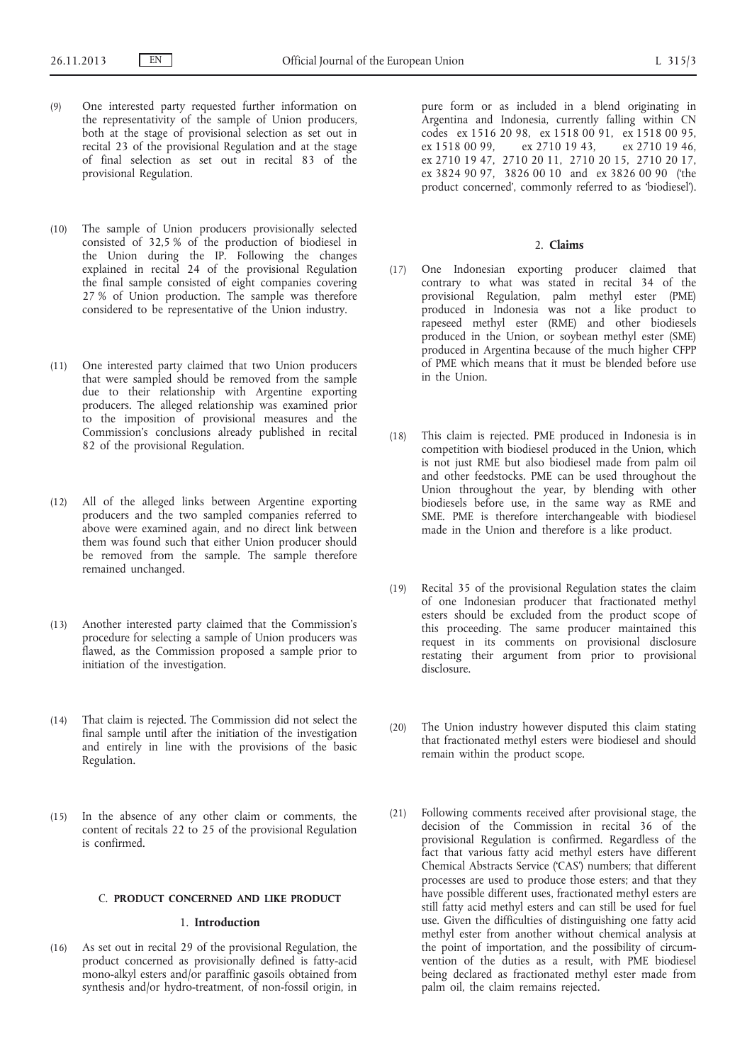(9) One interested party requested further information on the representativity of the sample of Union producers, both at the stage of provisional selection as set out in recital 23 of the provisional Regulation and at the stage of final selection as set out in recital 83 of the provisional Regulation.

(10) The sample of Union producers provisionally selected consisted of 32,5 % of the production of biodiesel in the Union during the IP. Following the changes explained in recital 24 of the provisional Regulation the final sample consisted of eight companies covering 27 % of Union production. The sample was therefore considered to be representative of the Union industry.

(11) One interested party claimed that two Union producers that were sampled should be removed from the sample due to their relationship with Argentine exporting producers. The alleged relationship was examined prior to the imposition of provisional measures and the Commission's conclusions already published in recital 82 of the provisional Regulation.

(12) All of the alleged links between Argentine exporting producers and the two sampled companies referred to above were examined again, and no direct link between them was found such that either Union producer should be removed from the sample. The sample therefore remained unchanged.

(13) Another interested party claimed that the Commission's procedure for selecting a sample of Union producers was flawed, as the Commission proposed a sample prior to initiation of the investigation.

(14) That claim is rejected. The Commission did not select the final sample until after the initiation of the investigation and entirely in line with the provisions of the basic Regulation.

(15) In the absence of any other claim or comments, the content of recitals 22 to 25 of the provisional Regulation is confirmed.

## C. PRODUCT CONCERNED AND LIKE PRODUCT

### 1. Introduction

(16) As set out in recital 29 of the provisional Regulation, the product concerned as provisionally defined is fatty-acid mono-alkyl esters and/or paraffinic gasoils obtained from synthesis and/or hydro-treatment, of non-fossil origin, in pure form or as included in a blend originating in Argentina and Indonesia, currently falling within CN codes ex 1516 20 98, ex 1518 00 91, ex 1518 00 95, ex 1518 00 99, ex 2710 19 43, ex 2710 19 46, ex 2710 19 47, 2710 20 11, 2710 20 15, 2710 20 17, ex 3824 90 97, 3826 00 10 and ex 3826 00 90 ('the product concerned', commonly referred to as 'biodiesel').

### 2. Claims

(17) One Indonesian exporting producer claimed that contrary to what was stated in recital 34 of the provisional Regulation, palm methyl ester (PME) produced in Indonesia was not a like product to rapeseed methyl ester (RME) and other biodiesels produced in the Union, or soybean methyl ester (SME) produced in Argentina because of the much higher CFPP of PME which means that it must be blended before use in the Union.

(18) This claim is rejected. PME produced in Indonesia is in competition with biodiesel produced in the Union, which is not just RME but also biodiesel made from palm oil and other feedstocks. PME can be used throughout the Union throughout the year, by blending with other biodiesels before use, in the same way as RME and SME. PME is therefore interchangeable with biodiesel made in the Union and therefore is a like product.

(19) Recital 35 of the provisional Regulation states the claim of one Indonesian producer that fractionated methyl esters should be excluded from the product scope of this proceeding. The same producer maintained this request in its comments on provisional disclosure restating their argument from prior to provisional disclosure.

(20) The Union industry however disputed this claim stating that fractionated methyl esters were biodiesel and should remain within the product scope.

(21) Following comments received after provisional stage, the decision of the Commission in recital 36 of the provisional Regulation is confirmed. Regardless of the fact that various fatty acid methyl esters have different Chemical Abstracts Service ('CAS') numbers; that different processes are used to produce those esters; and that they have possible different uses, fractionated methyl esters are still fatty acid methyl esters and can still be used for fuel use. Given the difficulties of distinguishing one fatty acid methyl ester from another without chemical analysis at the point of importation, and the possibility of circumvention of the duties as a result, with PME biodiesel being declared as fractionated methyl ester made from palm oil, the claim remains rejected.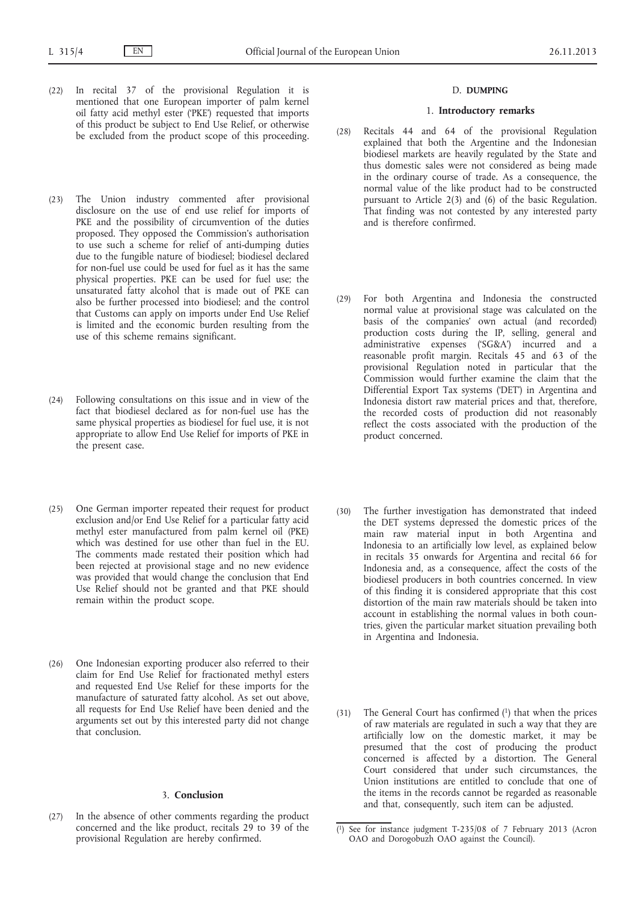(22) In recital 37 of the provisional Regulation it is mentioned that one European importer of palm kernel oil fatty acid methyl ester ('PKE') requested that imports of this product be subject to End Use Relief, or otherwise be excluded from the product scope of this proceeding.

(23) The Union industry commented after provisional disclosure on the use of end use relief for imports of PKE and the possibility of circumvention of the duties proposed. They opposed the Commission's authorisation to use such a scheme for relief of anti-dumping duties due to the fungible nature of biodiesel; biodiesel declared for non-fuel use could be used for fuel as it has the same physical properties. PKE can be used for fuel use; the unsaturated fatty alcohol that is made out of PKE can also be further processed into biodiesel; and the control that Customs can apply on imports under End Use Relief is limited and the economic burden resulting from the use of this scheme remains significant.

(24) Following consultations on this issue and in view of the fact that biodiesel declared as for non-fuel use has the same physical properties as biodiesel for fuel use, it is not appropriate to allow End Use Relief for imports of PKE in the present case.

(25) One German importer repeated their request for product exclusion and/or End Use Relief for a particular fatty acid methyl ester manufactured from palm kernel oil (PKE) which was destined for use other than fuel in the EU. The comments made restated their position which had been rejected at provisional stage and no new evidence was provided that would change the conclusion that End Use Relief should not be granted and that PKE should remain within the product scope.

(26) One Indonesian exporting producer also referred to their claim for End Use Relief for fractionated methyl esters and requested End Use Relief for these imports for the manufacture of saturated fatty alcohol. As set out above, all requests for End Use Relief have been denied and the arguments set out by this interested party did not change that conclusion.

### 3. **Conclusion**

(27) In the absence of other comments regarding the product concerned and the like product, recitals 29 to 39 of the provisional Regulation are hereby confirmed.

## D. **DUMPING**

### 1. **Introductory remarks**

(28) Recitals 44 and 64 of the provisional Regulation explained that both the Argentine and the Indonesian biodiesel markets are heavily regulated by the State and thus domestic sales were not considered as being made in the ordinary course of trade. As a consequence, the normal value of the like product had to be constructed pursuant to Article 2(3) and (6) of the basic Regulation. That finding was not contested by any interested party and is therefore confirmed.

(29) For both Argentina and Indonesia the constructed normal value at provisional stage was calculated on the basis of the companies' own actual (and recorded) production costs during the IP, selling, general and administrative expenses ('SG&A') incurred and a reasonable profit margin. Recitals 45 and 63 of the provisional Regulation noted in particular that the Commission would further examine the claim that the Differential Export Tax systems ('DET') in Argentina and Indonesia distort raw material prices and that, therefore, the recorded costs of production did not reasonably reflect the costs associated with the production of the product concerned.

(30) The further investigation has demonstrated that indeed the DET systems depressed the domestic prices of the main raw material input in both Argentina and Indonesia to an artificially low level, as explained below in recitals 35 onwards for Argentina and recital 66 for Indonesia and, as a consequence, affect the costs of the biodiesel producers in both countries concerned. In view of this finding it is considered appropriate that this cost distortion of the main raw materials should be taken into account in establishing the normal values in both countries, given the particular market situation prevailing both in Argentina and Indonesia.

(31) The General Court has confirmed [1] that when the prices of raw materials are regulated in such a way that they are artificially low on the domestic market, it may be presumed that the cost of producing the product concerned is affected by a distortion. The General Court considered that under such circumstances, the Union institutions are entitled to conclude that one of the items in the records cannot be regarded as reasonable and that, consequently, such item can be adjusted.

[1] See for instance judgment T-235/08 of 7 February 2013 (Acron OAO and Dorogobuzh OAO against the Council).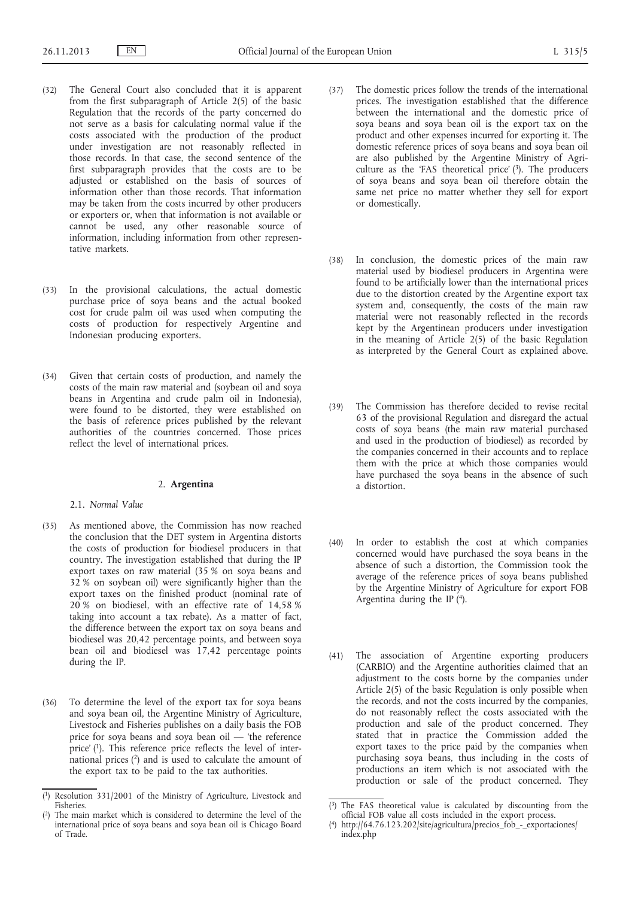(32) The General Court also concluded that it is apparent from the first subparagraph of Article 2(5) of the basic Regulation that the records of the party concerned do not serve as a basis for calculating normal value if the costs associated with the production of the product under investigation are not reasonably reflected in those records. In that case, the second sentence of the first subparagraph provides that the costs are to be adjusted or established on the basis of sources of information other than those records. That information may be taken from the costs incurred by other producers or exporters or, when that information is not available or cannot be used, any other reasonable source of information, including information from other representative markets.

(33) In the provisional calculations, the actual domestic purchase price of soya beans and the actual booked cost for crude palm oil was used when computing the costs of production for respectively Argentine and Indonesian producing exporters.

(34) Given that certain costs of production, and namely the costs of the main raw material and (soybean oil and soya beans in Argentina and crude palm oil in Indonesia), were found to be distorted, they were established on the basis of reference prices published by the relevant authorities of the countries concerned. Those prices reflect the level of international prices.

## 2. **Argentina**

### 2.1. *Normal Value*

(35) As mentioned above, the Commission has now reached the conclusion that the DET system in Argentina distorts the costs of production for biodiesel producers in that country. The investigation established that during the IP export taxes on raw material (35 % on soya beans and 32 % on soybean oil) were significantly higher than the export taxes on the finished product (nominal rate of 20 % on biodiesel, with an effective rate of 14,58 % taking into account a tax rebate). As a matter of fact, the difference between the export tax on soya beans and biodiesel was 20,42 percentage points, and between soya bean oil and biodiesel was 17,42 percentage points during the IP.

(36) To determine the level of the export tax for soya beans and soya bean oil, the Argentine Ministry of Agriculture, Livestock and Fisheries publishes on a daily basis the FOB price for soya beans and soya bean oil — 'the reference price' [1]. This reference price reflects the level of international prices [2] and is used to calculate the amount of the export tax to be paid to the tax authorities.

(37) The domestic prices follow the trends of the international prices. The investigation established that the difference between the international and the domestic price of soya beans and soya bean oil is the export tax on the product and other expenses incurred for exporting it. The domestic reference prices of soya beans and soya bean oil are also published by the Argentine Ministry of Agriculture as the 'FAS theoretical price' [3]. The producers of soya beans and soya bean oil therefore obtain the same net price no matter whether they sell for export or domestically.

(38) In conclusion, the domestic prices of the main raw material used by biodiesel producers in Argentina were found to be artificially lower than the international prices due to the distortion created by the Argentine export tax system and, consequently, the costs of the main raw material were not reasonably reflected in the records kept by the Argentinean producers under investigation in the meaning of Article 2(5) of the basic Regulation as interpreted by the General Court as explained above.

(39) The Commission has therefore decided to revise recital 63 of the provisional Regulation and disregard the actual costs of soya beans (the main raw material purchased and used in the production of biodiesel) as recorded by the companies concerned in their accounts and to replace them with the price at which those companies would have purchased the soya beans in the absence of such a distortion.

(40) In order to establish the cost at which companies concerned would have purchased the soya beans in the absence of such a distortion, the Commission took the average of the reference prices of soya beans published by the Argentine Ministry of Agriculture for export FOB Argentina during the IP [4].

(41) The association of Argentine exporting producers (CARBIO) and the Argentine authorities claimed that an adjustment to the costs borne by the companies under Article 2(5) of the basic Regulation is only possible when the records, and not the costs incurred by the companies, do not reasonably reflect the costs associated with the production and sale of the product concerned. They stated that in practice the Commission added the export taxes to the price paid by the companies when purchasing soya beans, thus including in the costs of productions an item which is not associated with the production or sale of the product concerned. They

---

[1] Resolution 331/2001 of the Ministry of Agriculture, Livestock and Fisheries.

[2] The main market which is considered to determine the level of the international price of soya beans and soya bean oil is Chicago Board of Trade.

[3] The FAS theoretical value is calculated by discounting from the official FOB value all costs included in the export process.

[4] http://64.76.123.202/site/agricultura/precios_fob_-_exportaciones/index.php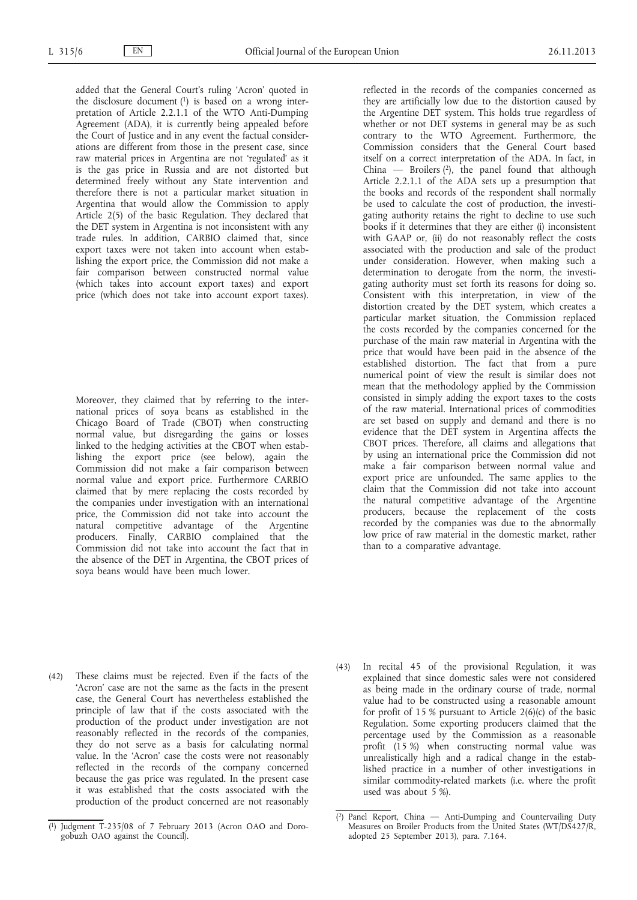added that the General Court's ruling 'Acron' quoted in the disclosure document [1] is based on a wrong interpretation of Article 2.2.1.1 of the WTO Anti-Dumping Agreement (ADA), it is currently being appealed before the Court of Justice and in any event the factual considerations are different from those in the present case, since raw material prices in Argentina are not 'regulated' as it is the gas price in Russia and are not distorted but determined freely without any State intervention and therefore there is not a particular market situation in Argentina that would allow the Commission to apply Article 2(5) of the basic Regulation. They declared that the DET system in Argentina is not inconsistent with any trade rules. In addition, CARBIO claimed that, since export taxes were not taken into account when establishing the export price, the Commission did not make a fair comparison between constructed normal value (which takes into account export taxes) and export price (which does not take into account export taxes).

Moreover, they claimed that by referring to the international prices of soya beans as established in the Chicago Board of Trade (CBOT) when constructing normal value, but disregarding the gains or losses linked to the hedging activities at the CBOT when establishing the export price (see below), again the Commission did not make a fair comparison between normal value and export price. Furthermore CARBIO claimed that by mere replacing the costs recorded by the companies under investigation with an international price, the Commission did not take into account the natural competitive advantage of the Argentine producers. Finally, CARBIO complained that the Commission did not take into account the fact that in the absence of the DET in Argentina, the CBOT prices of soya beans would have been much lower.

(42) These claims must be rejected. Even if the facts of the 'Acron' case are not the same as the facts in the present case, the General Court has nevertheless established the principle of law that if the costs associated with the production of the product under investigation are not reasonably reflected in the records of the companies, they do not serve as a basis for calculating normal value. In the 'Acron' case the costs were not reasonably reflected in the records of the company concerned because the gas price was regulated. In the present case it was established that the costs associated with the production of the product concerned are not reasonably reflected in the records of the companies concerned as they are artificially low due to the distortion caused by the Argentine DET system. This holds true regardless of whether or not DET systems in general may be as such contrary to the WTO Agreement. Furthermore, the Commission considers that the General Court based itself on a correct interpretation of the ADA. In fact, in China — Broilers [2], the panel found that although Article 2.2.1.1 of the ADA sets up a presumption that the books and records of the respondent shall normally be used to calculate the cost of production, the investigating authority retains the right to decline to use such books if it determines that they are either (i) inconsistent with GAAP or, (ii) do not reasonably reflect the costs associated with the production and sale of the product under consideration. However, when making such a determination to derogate from the norm, the investigating authority must set forth its reasons for doing so. Consistent with this interpretation, in view of the distortion created by the DET system, which creates a particular market situation, the Commission replaced the costs recorded by the companies concerned for the purchase of the main raw material in Argentina with the price that would have been paid in the absence of the established distortion. The fact that from a pure numerical point of view the result is similar does not mean that the methodology applied by the Commission consisted in simply adding the export taxes to the costs of the raw material. International prices of commodities are set based on supply and demand and there is no evidence that the DET system in Argentina affects the CBOT prices. Therefore, all claims and allegations that by using an international price the Commission did not make a fair comparison between normal value and export price are unfounded. The same applies to the claim that the Commission did not take into account the natural competitive advantage of the Argentine producers, because the replacement of the costs recorded by the companies was due to the abnormally low price of raw material in the domestic market, rather than to a comparative advantage.

(43) In recital 45 of the provisional Regulation, it was explained that since domestic sales were not considered as being made in the ordinary course of trade, normal value had to be constructed using a reasonable amount for profit of 15 % pursuant to Article 2(6)(c) of the basic Regulation. Some exporting producers claimed that the percentage used by the Commission as a reasonable profit (15 %) when constructing normal value was unrealistically high and a radical change in the established practice in a number of other investigations in similar commodity-related markets (i.e. where the profit used was about 5 %).

---

[1] Judgment T-235/08 of 7 February 2013 (Acron OAO and Dorogobuzh OAO against the Council).

[2] Panel Report, China — Anti-Dumping and Countervailing Duty Measures on Broiler Products from the United States (WT/DS427/R, adopted 25 September 2013), para. 7.164.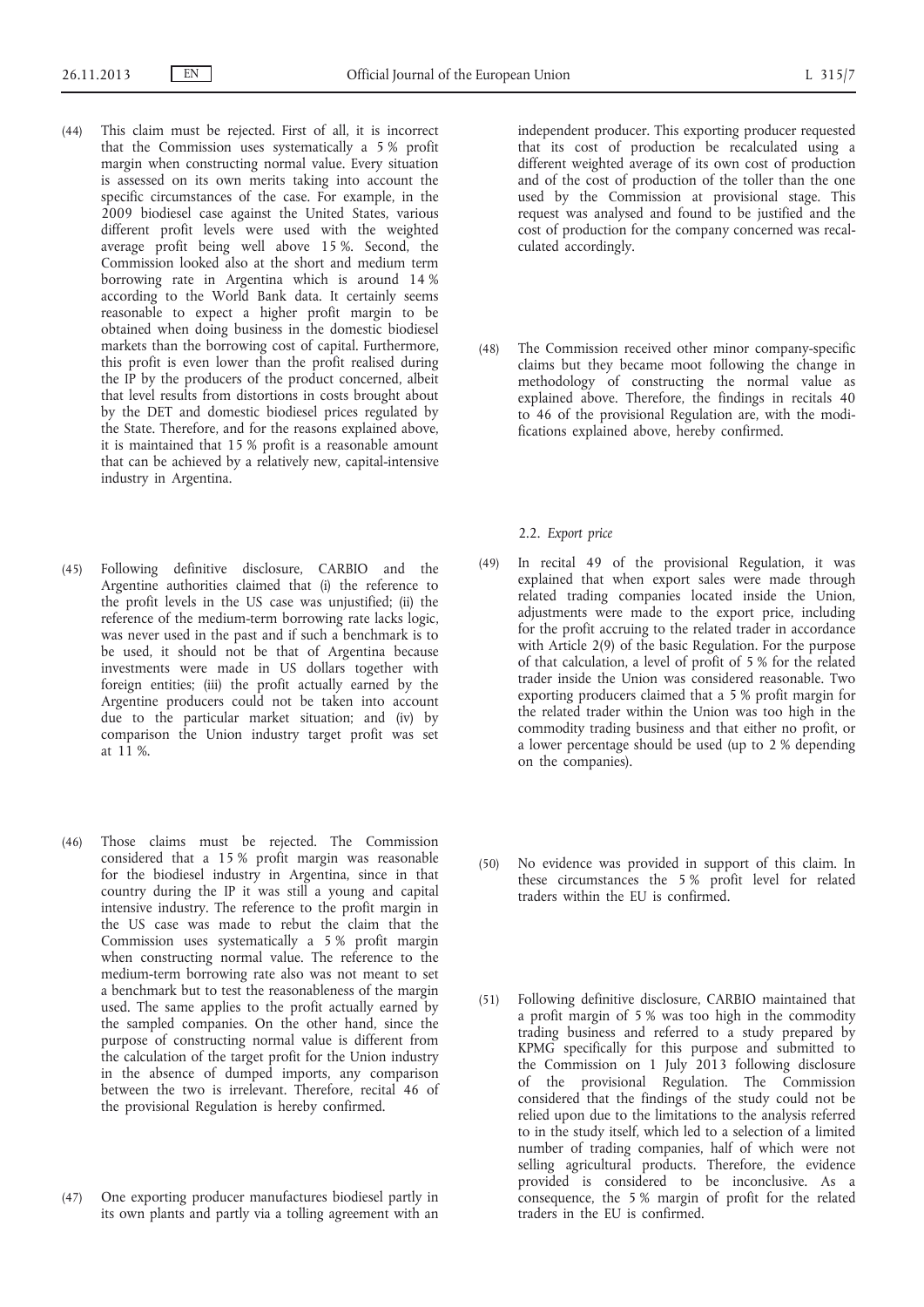(44) This claim must be rejected. First of all, it is incorrect that the Commission uses systematically a 5 % profit margin when constructing normal value. Every situation is assessed on its own merits taking into account the specific circumstances of the case. For example, in the 2009 biodiesel case against the United States, various different profit levels were used with the weighted average profit being well above 15 %. Second, the Commission looked also at the short and medium term borrowing rate in Argentina which is around 14 % according to the World Bank data. It certainly seems reasonable to expect a higher profit margin to be obtained when doing business in the domestic biodiesel markets than the borrowing cost of capital. Furthermore, this profit is even lower than the profit realised during the IP by the producers of the product concerned, albeit that level results from distortions in costs brought about by the DET and domestic biodiesel prices regulated by the State. Therefore, and for the reasons explained above, it is maintained that 15 % profit is a reasonable amount that can be achieved by a relatively new, capital-intensive industry in Argentina.

(45) Following definitive disclosure, CARBIO and the Argentine authorities claimed that (i) the reference to the profit levels in the US case was unjustified; (ii) the reference of the medium-term borrowing rate lacks logic, was never used in the past and if such a benchmark is to be used, it should not be that of Argentina because investments were made in US dollars together with foreign entities; (iii) the profit actually earned by the Argentine producers could not be taken into account due to the particular market situation; and (iv) by comparison the Union industry target profit was set at 11 %.

(46) Those claims must be rejected. The Commission considered that a 15 % profit margin was reasonable for the biodiesel industry in Argentina, since in that country during the IP it was still a young and capital intensive industry. The reference to the profit margin in the US case was made to rebut the claim that the Commission uses systematically a 5 % profit margin when constructing normal value. The reference to the medium-term borrowing rate also was not meant to set a benchmark but to test the reasonableness of the margin used. The same applies to the profit actually earned by the sampled companies. On the other hand, since the purpose of constructing normal value is different from the calculation of the target profit for the Union industry in the absence of dumped imports, any comparison between the two is irrelevant. Therefore, recital 46 of the provisional Regulation is hereby confirmed.

(47) One exporting producer manufactures biodiesel partly in its own plants and partly via a tolling agreement with an independent producer. This exporting producer requested that its cost of production be recalculated using a different weighted average of its own cost of production and of the cost of production of the toller than the one used by the Commission at provisional stage. This request was analysed and found to be justified and the cost of production for the company concerned was recalculated accordingly.

(48) The Commission received other minor company-specific claims but they became moot following the change in methodology of constructing the normal value as explained above. Therefore, the findings in recitals 40 to 46 of the provisional Regulation are, with the modifications explained above, hereby confirmed.

### 2.2. *Export price*

(49) In recital 49 of the provisional Regulation, it was explained that when export sales were made through related trading companies located inside the Union, adjustments were made to the export price, including for the profit accruing to the related trader in accordance with Article 2(9) of the basic Regulation. For the purpose of that calculation, a level of profit of 5 % for the related trader inside the Union was considered reasonable. Two exporting producers claimed that a 5 % profit margin for the related trader within the Union was too high in the commodity trading business and that either no profit, or a lower percentage should be used (up to 2 % depending on the companies).

(50) No evidence was provided in support of this claim. In these circumstances the 5 % profit level for related traders within the EU is confirmed.

(51) Following definitive disclosure, CARBIO maintained that a profit margin of 5 % was too high in the commodity trading business and referred to a study prepared by KPMG specifically for this purpose and submitted to the Commission on 1 July 2013 following disclosure of the provisional Regulation. The Commission considered that the findings of the study could not be relied upon due to the limitations to the analysis referred to in the study itself, which led to a selection of a limited number of trading companies, half of which were not selling agricultural products. Therefore, the evidence provided is considered to be inconclusive. As a consequence, the 5 % margin of profit for the related traders in the EU is confirmed.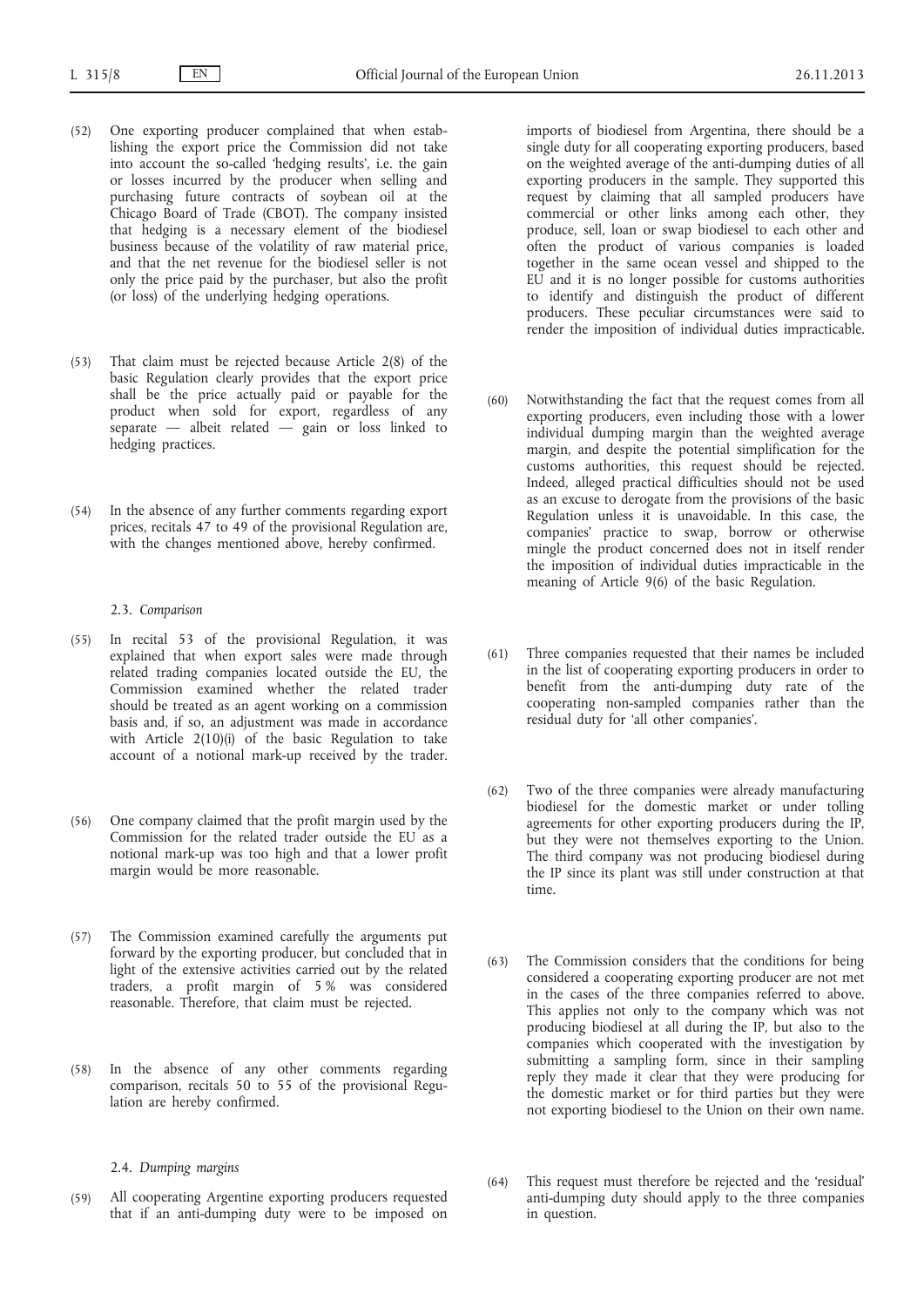(52) One exporting producer complained that when establishing the export price the Commission did not take into account the so-called 'hedging results', i.e. the gain or losses incurred by the producer when selling and purchasing future contracts of soybean oil at the Chicago Board of Trade (CBOT). The company insisted that hedging is a necessary element of the biodiesel business because of the volatility of raw material price, and that the net revenue for the biodiesel seller is not only the price paid by the purchaser, but also the profit (or loss) of the underlying hedging operations.

(53) That claim must be rejected because Article 2(8) of the basic Regulation clearly provides that the export price shall be the price actually paid or payable for the product when sold for export, regardless of any separate — albeit related — gain or loss linked to hedging practices.

(54) In the absence of any further comments regarding export prices, recitals 47 to 49 of the provisional Regulation are, with the changes mentioned above, hereby confirmed.

2.3. *Comparison*

(55) In recital 53 of the provisional Regulation, it was explained that when export sales were made through related trading companies located outside the EU, the Commission examined whether the related trader should be treated as an agent working on a commission basis and, if so, an adjustment was made in accordance with Article 2(10)(i) of the basic Regulation to take account of a notional mark-up received by the trader.

(56) One company claimed that the profit margin used by the Commission for the related trader outside the EU as a notional mark-up was too high and that a lower profit margin would be more reasonable.

(57) The Commission examined carefully the arguments put forward by the exporting producer, but concluded that in light of the extensive activities carried out by the related traders, a profit margin of 5 % was considered reasonable. Therefore, that claim must be rejected.

(58) In the absence of any other comments regarding comparison, recitals 50 to 55 of the provisional Regulation are hereby confirmed.

2.4. *Dumping margins*

(59) All cooperating Argentine exporting producers requested that if an anti-dumping duty were to be imposed on imports of biodiesel from Argentina, there should be a single duty for all cooperating exporting producers, based on the weighted average of the anti-dumping duties of all exporting producers in the sample. They supported this request by claiming that all sampled producers have commercial or other links among each other, they produce, sell, loan or swap biodiesel to each other and often the product of various companies is loaded together in the same ocean vessel and shipped to the EU and it is no longer possible for customs authorities to identify and distinguish the product of different producers. These peculiar circumstances were said to render the imposition of individual duties impracticable.

(60) Notwithstanding the fact that the request comes from all exporting producers, even including those with a lower individual dumping margin than the weighted average margin, and despite the potential simplification for the customs authorities, this request should be rejected. Indeed, alleged practical difficulties should not be used as an excuse to derogate from the provisions of the basic Regulation unless it is unavoidable. In this case, the companies' practice to swap, borrow or otherwise mingle the product concerned does not in itself render the imposition of individual duties impracticable in the meaning of Article 9(6) of the basic Regulation.

(61) Three companies requested that their names be included in the list of cooperating exporting producers in order to benefit from the anti-dumping duty rate of the cooperating non-sampled companies rather than the residual duty for 'all other companies'.

(62) Two of the three companies were already manufacturing biodiesel for the domestic market or under tolling agreements for other exporting producers during the IP, but they were not themselves exporting to the Union. The third company was not producing biodiesel during the IP since its plant was still under construction at that time.

(63) The Commission considers that the conditions for being considered a cooperating exporting producer are not met in the cases of the three companies referred to above. This applies not only to the company which was not producing biodiesel at all during the IP, but also to the companies which cooperated with the investigation by submitting a sampling form, since in their sampling reply they made it clear that they were producing for the domestic market or for third parties but they were not exporting biodiesel to the Union on their own name.

(64) This request must therefore be rejected and the 'residual' anti-dumping duty should apply to the three companies in question.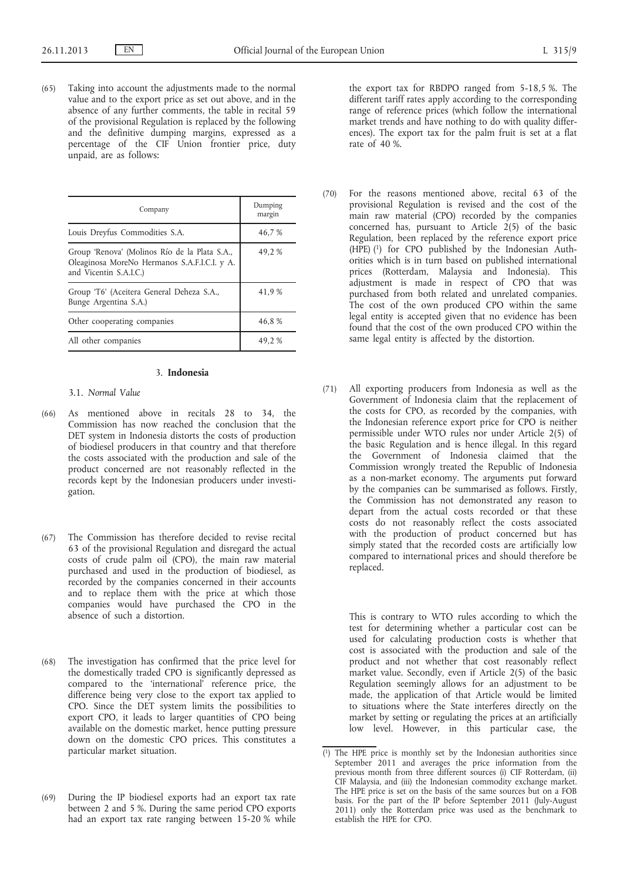(65) Taking into account the adjustments made to the normal value and to the export price as set out above, and in the absence of any further comments, the table in recital 59 of the provisional Regulation is replaced by the following and the definitive dumping margins, expressed as a percentage of the CIF Union frontier price, duty unpaid, are as follows:

| Company | Dumping margin |
|---|---|
| Louis Dreyfus Commodities S.A. | 46,7 % |
| Group 'Renova' (Molinos Río de la Plata S.A., Oleaginosa MoreNo Hermanos S.A.F.I.C.I. y A. and Vicentin S.A.I.C.) | 49,2 % |
| Group 'T6' (Aceitera General Deheza S.A., Bunge Argentina S.A.) | 41,9 % |
| Other cooperating companies | 46,8 % |
| All other companies | 49,2 % |

## 3. Indonesia

### 3.1. *Normal Value*

(66) As mentioned above in recitals 28 to 34, the Commission has now reached the conclusion that the DET system in Indonesia distorts the costs of production of biodiesel producers in that country and that therefore the costs associated with the production and sale of the product concerned are not reasonably reflected in the records kept by the Indonesian producers under investigation.

(67) The Commission has therefore decided to revise recital 63 of the provisional Regulation and disregard the actual costs of crude palm oil (CPO), the main raw material purchased and used in the production of biodiesel, as recorded by the companies concerned in their accounts and to replace them with the price at which those companies would have purchased the CPO in the absence of such a distortion.

(68) The investigation has confirmed that the price level for the domestically traded CPO is significantly depressed as compared to the 'international' reference price, the difference being very close to the export tax applied to CPO. Since the DET system limits the possibilities to export CPO, it leads to larger quantities of CPO being available on the domestic market, hence putting pressure down on the domestic CPO prices. This constitutes a particular market situation.

(69) During the IP biodiesel exports had an export tax rate between 2 and 5 %. During the same period CPO exports had an export tax rate ranging between 15-20 % while the export tax for RBDPO ranged from 5-18,5 %. The different tariff rates apply according to the corresponding range of reference prices (which follow the international market trends and have nothing to do with quality differences). The export tax for the palm fruit is set at a flat rate of 40 %.

(70) For the reasons mentioned above, recital 63 of the provisional Regulation is revised and the cost of the main raw material (CPO) recorded by the companies concerned has, pursuant to Article 2(5) of the basic Regulation, been replaced by the reference export price (HPE) [1] for CPO published by the Indonesian Authorities which is in turn based on published international prices (Rotterdam, Malaysia and Indonesia). This adjustment is made in respect of CPO that was purchased from both related and unrelated companies. The cost of the own produced CPO within the same legal entity is accepted given that no evidence has been found that the cost of the own produced CPO within the same legal entity is affected by the distortion.

(71) All exporting producers from Indonesia as well as the Government of Indonesia claim that the replacement of the costs for CPO, as recorded by the companies, with the Indonesian reference export price for CPO is neither permissible under WTO rules nor under Article 2(5) of the basic Regulation and is hence illegal. In this regard the Government of Indonesia claimed that the Commission wrongly treated the Republic of Indonesia as a non-market economy. The arguments put forward by the companies can be summarised as follows. Firstly, the Commission has not demonstrated any reason to depart from the actual costs recorded or that these costs do not reasonably reflect the costs associated with the production of product concerned but has simply stated that the recorded costs are artificially low compared to international prices and should therefore be replaced.

This is contrary to WTO rules according to which the test for determining whether a particular cost can be used for calculating production costs is whether that cost is associated with the production and sale of the product and not whether that cost reasonably reflect market value. Secondly, even if Article 2(5) of the basic Regulation seemingly allows for an adjustment to be made, the application of that Article would be limited to situations where the State interferes directly on the market by setting or regulating the prices at an artificially low level. However, in this particular case, the

[1] The HPE price is monthly set by the Indonesian authorities since September 2011 and averages the price information from the previous month from three different sources (i) CIF Rotterdam, (ii) CIF Malaysia, and (iii) the Indonesian commodity exchange market. The HPE price is set on the basis of the same sources but on a FOB basis. For the part of the IP before September 2011 (July-August 2011) only the Rotterdam price was used as the benchmark to establish the HPE for CPO.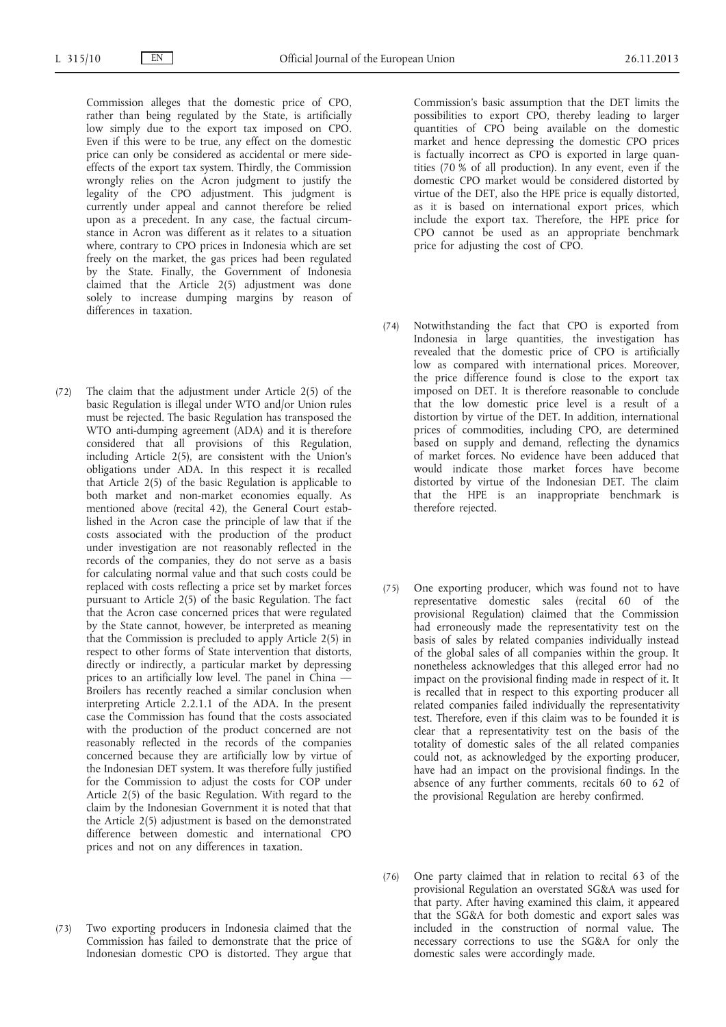Commission alleges that the domestic price of CPO, rather than being regulated by the State, is artificially low simply due to the export tax imposed on CPO. Even if this were to be true, any effect on the domestic price can only be considered as accidental or mere side-effects of the export tax system. Thirdly, the Commission wrongly relies on the Acron judgment to justify the legality of the CPO adjustment. This judgment is currently under appeal and cannot therefore be relied upon as a precedent. In any case, the factual circumstance in Acron was different as it relates to a situation where, contrary to CPO prices in Indonesia which are set freely on the market, the gas prices had been regulated by the State. Finally, the Government of Indonesia claimed that the Article 2(5) adjustment was done solely to increase dumping margins by reason of differences in taxation.

(72) The claim that the adjustment under Article 2(5) of the basic Regulation is illegal under WTO and/or Union rules must be rejected. The basic Regulation has transposed the WTO anti-dumping agreement (ADA) and it is therefore considered that all provisions of this Regulation, including Article 2(5), are consistent with the Union's obligations under ADA. In this respect it is recalled that Article 2(5) of the basic Regulation is applicable to both market and non-market economies equally. As mentioned above (recital 42), the General Court established in the Acron case the principle of law that if the costs associated with the production of the product under investigation are not reasonably reflected in the records of the companies, they do not serve as a basis for calculating normal value and that such costs could be replaced with costs reflecting a price set by market forces pursuant to Article 2(5) of the basic Regulation. The fact that the Acron case concerned prices that were regulated by the State cannot, however, be interpreted as meaning that the Commission is precluded to apply Article 2(5) in respect to other forms of State intervention that distorts, directly or indirectly, a particular market by depressing prices to an artificially low level. The panel in China — Broilers has recently reached a similar conclusion when interpreting Article 2.2.1.1 of the ADA. In the present case the Commission has found that the costs associated with the production of the product concerned are not reasonably reflected in the records of the companies concerned because they are artificially low by virtue of the Indonesian DET system. It was therefore fully justified for the Commission to adjust the costs for COP under Article 2(5) of the basic Regulation. With regard to the claim by the Indonesian Government it is noted that that the Article 2(5) adjustment is based on the demonstrated difference between domestic and international CPO prices and not on any differences in taxation.

(73) Two exporting producers in Indonesia claimed that the Commission has failed to demonstrate that the price of Indonesian domestic CPO is distorted. They argue that Commission's basic assumption that the DET limits the possibilities to export CPO, thereby leading to larger quantities of CPO being available on the domestic market and hence depressing the domestic CPO prices is factually incorrect as CPO is exported in large quantities (70 % of all production). In any event, even if the domestic CPO market would be considered distorted by virtue of the DET, also the HPE price is equally distorted, as it is based on international export prices, which include the export tax. Therefore, the HPE price for CPO cannot be used as an appropriate benchmark price for adjusting the cost of CPO.

(74) Notwithstanding the fact that CPO is exported from Indonesia in large quantities, the investigation has revealed that the domestic price of CPO is artificially low as compared with international prices. Moreover, the price difference found is close to the export tax imposed on DET. It is therefore reasonable to conclude that the low domestic price level is a result of a distortion by virtue of the DET. In addition, international prices of commodities, including CPO, are determined based on supply and demand, reflecting the dynamics of market forces. No evidence have been adduced that would indicate those market forces have become distorted by virtue of the Indonesian DET. The claim that the HPE is an inappropriate benchmark is therefore rejected.

(75) One exporting producer, which was found not to have representative domestic sales (recital 60 of the provisional Regulation) claimed that the Commission had erroneously made the representativity test on the basis of sales by related companies individually instead of the global sales of all companies within the group. It nonetheless acknowledges that this alleged error had no impact on the provisional finding made in respect of it. It is recalled that in respect to this exporting producer all related companies failed individually the representativity test. Therefore, even if this claim was to be founded it is clear that a representativity test on the basis of the totality of domestic sales of the all related companies could not, as acknowledged by the exporting producer, have had an impact on the provisional findings. In the absence of any further comments, recitals 60 to 62 of the provisional Regulation are hereby confirmed.

(76) One party claimed that in relation to recital 63 of the provisional Regulation an overstated SG&A was used for that party. After having examined this claim, it appeared that the SG&A for both domestic and export sales was included in the construction of normal value. The necessary corrections to use the SG&A for only the domestic sales were accordingly made.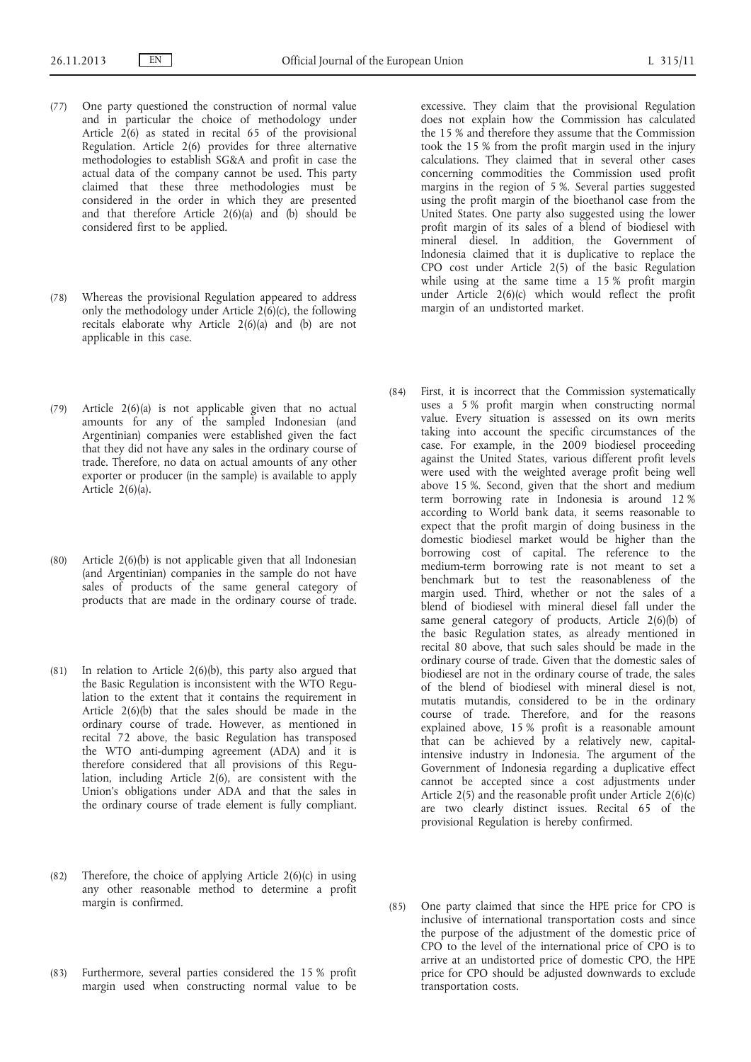(77) One party questioned the construction of normal value and in particular the choice of methodology under Article 2(6) as stated in recital 65 of the provisional Regulation. Article 2(6) provides for three alternative methodologies to establish SG&A and profit in case the actual data of the company cannot be used. This party claimed that these three methodologies must be considered in the order in which they are presented and that therefore Article 2(6)(a) and (b) should be considered first to be applied.

(78) Whereas the provisional Regulation appeared to address only the methodology under Article 2(6)(c), the following recitals elaborate why Article 2(6)(a) and (b) are not applicable in this case.

(79) Article 2(6)(a) is not applicable given that no actual amounts for any of the sampled Indonesian (and Argentinian) companies were established given the fact that they did not have any sales in the ordinary course of trade. Therefore, no data on actual amounts of any other exporter or producer (in the sample) is available to apply Article 2(6)(a).

(80) Article 2(6)(b) is not applicable given that all Indonesian (and Argentinian) companies in the sample do not have sales of products of the same general category of products that are made in the ordinary course of trade.

(81) In relation to Article 2(6)(b), this party also argued that the Basic Regulation is inconsistent with the WTO Regulation to the extent that it contains the requirement in Article 2(6)(b) that the sales should be made in the ordinary course of trade. However, as mentioned in recital 72 above, the basic Regulation has transposed the WTO anti-dumping agreement (ADA) and it is therefore considered that all provisions of this Regulation, including Article 2(6), are consistent with the Union's obligations under ADA and that the sales in the ordinary course of trade element is fully compliant.

(82) Therefore, the choice of applying Article 2(6)(c) in using any other reasonable method to determine a profit margin is confirmed.

(83) Furthermore, several parties considered the 15 % profit margin used when constructing normal value to be excessive. They claim that the provisional Regulation does not explain how the Commission has calculated the 15 % and therefore they assume that the Commission took the 15 % from the profit margin used in the injury calculations. They claimed that in several other cases concerning commodities the Commission used profit margins in the region of 5 %. Several parties suggested using the profit margin of the bioethanol case from the United States. One party also suggested using the lower profit margin of its sales of a blend of biodiesel with mineral diesel. In addition, the Government of Indonesia claimed that it is duplicative to replace the CPO cost under Article 2(5) of the basic Regulation while using at the same time a 15 % profit margin under Article 2(6)(c) which would reflect the profit margin of an undistorted market.

(84) First, it is incorrect that the Commission systematically uses a 5 % profit margin when constructing normal value. Every situation is assessed on its own merits taking into account the specific circumstances of the case. For example, in the 2009 biodiesel proceeding against the United States, various different profit levels were used with the weighted average profit being well above 15 %. Second, given that the short and medium term borrowing rate in Indonesia is around 12 % according to World bank data, it seems reasonable to expect that the profit margin of doing business in the domestic biodiesel market would be higher than the borrowing cost of capital. The reference to the medium-term borrowing rate is not meant to set a benchmark but to test the reasonableness of the margin used. Third, whether or not the sales of a blend of biodiesel with mineral diesel fall under the same general category of products, Article 2(6)(b) of the basic Regulation states, as already mentioned in recital 80 above, that such sales should be made in the ordinary course of trade. Given that the domestic sales of biodiesel are not in the ordinary course of trade, the sales of the blend of biodiesel with mineral diesel is not, mutatis mutandis, considered to be in the ordinary course of trade. Therefore, and for the reasons explained above, 15 % profit is a reasonable amount that can be achieved by a relatively new, capital-intensive industry in Indonesia. The argument of the Government of Indonesia regarding a duplicative effect cannot be accepted since a cost adjustments under Article 2(5) and the reasonable profit under Article 2(6)(c) are two clearly distinct issues. Recital 65 of the provisional Regulation is hereby confirmed.

(85) One party claimed that since the HPE price for CPO is inclusive of international transportation costs and since the purpose of the adjustment of the domestic price of CPO to the level of the international price of CPO is to arrive at an undistorted price of domestic CPO, the HPE price for CPO should be adjusted downwards to exclude transportation costs.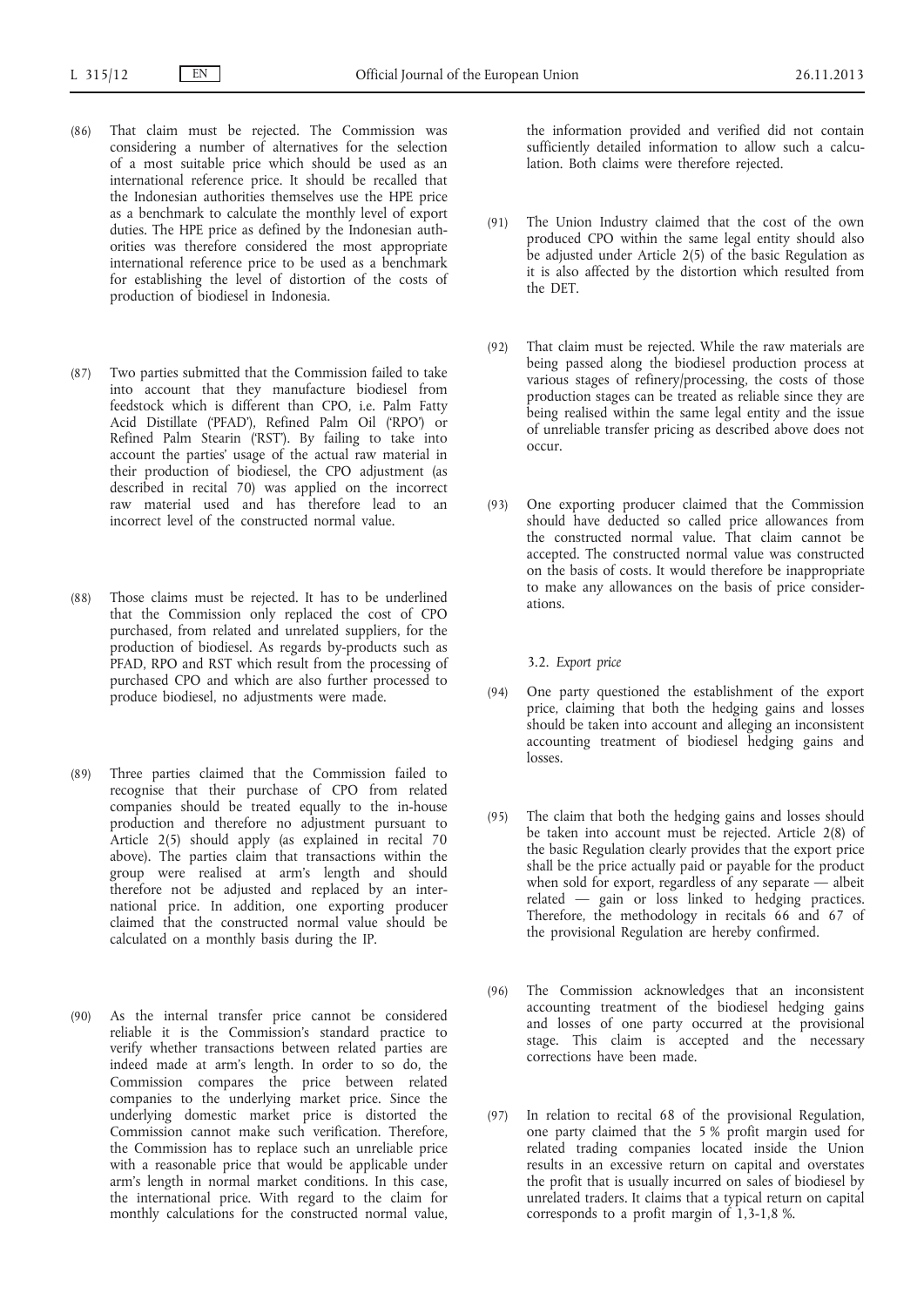(86) That claim must be rejected. The Commission was considering a number of alternatives for the selection of a most suitable price which should be used as an international reference price. It should be recalled that the Indonesian authorities themselves use the HPE price as a benchmark to calculate the monthly level of export duties. The HPE price as defined by the Indonesian authorities was therefore considered the most appropriate international reference price to be used as a benchmark for establishing the level of distortion of the costs of production of biodiesel in Indonesia.

(87) Two parties submitted that the Commission failed to take into account that they manufacture biodiesel from feedstock which is different than CPO, i.e. Palm Fatty Acid Distillate ('PFAD'), Refined Palm Oil ('RPO') or Refined Palm Stearin ('RST'). By failing to take into account the parties' usage of the actual raw material in their production of biodiesel, the CPO adjustment (as described in recital 70) was applied on the incorrect raw material used and has therefore lead to an incorrect level of the constructed normal value.

(88) Those claims must be rejected. It has to be underlined that the Commission only replaced the cost of CPO purchased, from related and unrelated suppliers, for the production of biodiesel. As regards by-products such as PFAD, RPO and RST which result from the processing of purchased CPO and which are also further processed to produce biodiesel, no adjustments were made.

(89) Three parties claimed that the Commission failed to recognise that their purchase of CPO from related companies should be treated equally to the in-house production and therefore no adjustment pursuant to Article 2(5) should apply (as explained in recital 70 above). The parties claim that transactions within the group were realised at arm's length and should therefore not be adjusted and replaced by an international price. In addition, one exporting producer claimed that the constructed normal value should be calculated on a monthly basis during the IP.

(90) As the internal transfer price cannot be considered reliable it is the Commission's standard practice to verify whether transactions between related parties are indeed made at arm's length. In order to so do, the Commission compares the price between related companies to the underlying market price. Since the underlying domestic market price is distorted the Commission cannot make such verification. Therefore, the Commission has to replace such an unreliable price with a reasonable price that would be applicable under arm's length in normal market conditions. In this case, the international price. With regard to the claim for monthly calculations for the constructed normal value, the information provided and verified did not contain sufficiently detailed information to allow such a calculation. Both claims were therefore rejected.

(91) The Union Industry claimed that the cost of the own produced CPO within the same legal entity should also be adjusted under Article 2(5) of the basic Regulation as it is also affected by the distortion which resulted from the DET.

(92) That claim must be rejected. While the raw materials are being passed along the biodiesel production process at various stages of refinery/processing, the costs of those production stages can be treated as reliable since they are being realised within the same legal entity and the issue of unreliable transfer pricing as described above does not occur.

(93) One exporting producer claimed that the Commission should have deducted so called price allowances from the constructed normal value. That claim cannot be accepted. The constructed normal value was constructed on the basis of costs. It would therefore be inappropriate to make any allowances on the basis of price considerations.

3.2. *Export price*

(94) One party questioned the establishment of the export price, claiming that both the hedging gains and losses should be taken into account and alleging an inconsistent accounting treatment of biodiesel hedging gains and losses.

(95) The claim that both the hedging gains and losses should be taken into account must be rejected. Article 2(8) of the basic Regulation clearly provides that the export price shall be the price actually paid or payable for the product when sold for export, regardless of any separate — albeit related — gain or loss linked to hedging practices. Therefore, the methodology in recitals 66 and 67 of the provisional Regulation are hereby confirmed.

(96) The Commission acknowledges that an inconsistent accounting treatment of the biodiesel hedging gains and losses of one party occurred at the provisional stage. This claim is accepted and the necessary corrections have been made.

(97) In relation to recital 68 of the provisional Regulation, one party claimed that the 5 % profit margin used for related trading companies located inside the Union results in an excessive return on capital and overstates the profit that is usually incurred on sales of biodiesel by unrelated traders. It claims that a typical return on capital corresponds to a profit margin of 1,3-1,8 %.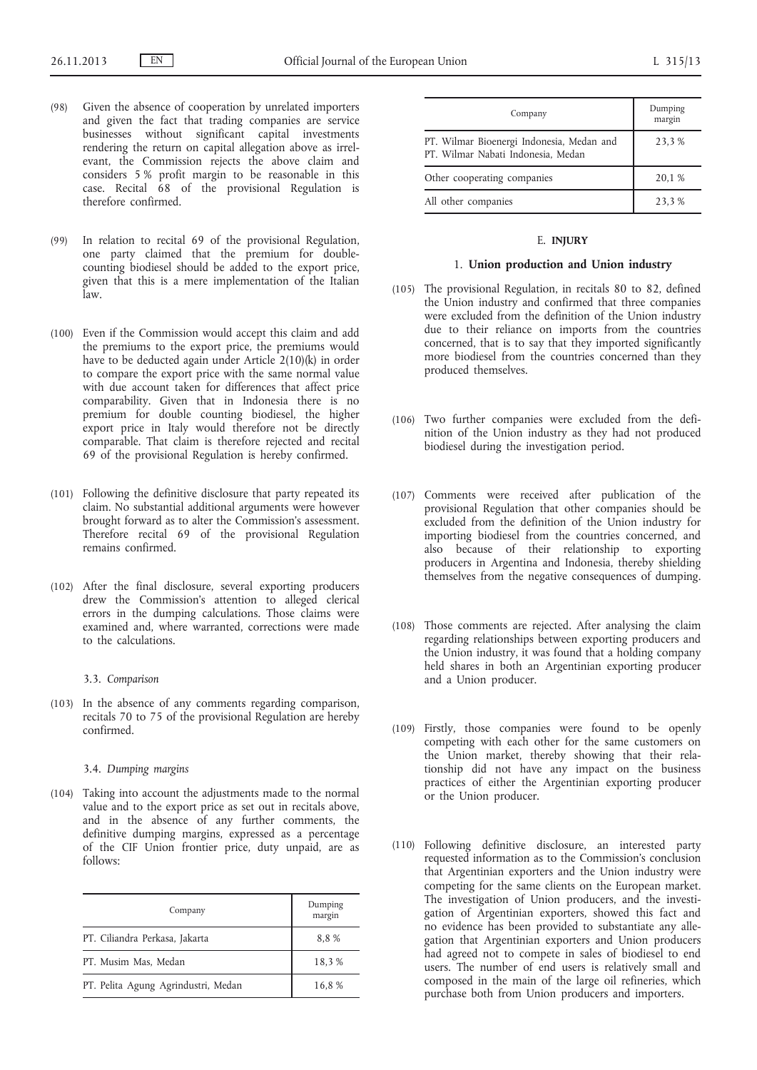(98) Given the absence of cooperation by unrelated importers and given the fact that trading companies are service businesses without significant capital investments rendering the return on capital allegation above as irrelevant, the Commission rejects the above claim and considers 5 % profit margin to be reasonable in this case. Recital 68 of the provisional Regulation is therefore confirmed.

(99) In relation to recital 69 of the provisional Regulation, one party claimed that the premium for double-counting biodiesel should be added to the export price, given that this is a mere implementation of the Italian law.

(100) Even if the Commission would accept this claim and add the premiums to the export price, the premiums would have to be deducted again under Article 2(10)(k) in order to compare the export price with the same normal value with due account taken for differences that affect price comparability. Given that in Indonesia there is no premium for double counting biodiesel, the higher export price in Italy would therefore not be directly comparable. That claim is therefore rejected and recital 69 of the provisional Regulation is hereby confirmed.

(101) Following the definitive disclosure that party repeated its claim. No substantial additional arguments were however brought forward as to alter the Commission's assessment. Therefore recital 69 of the provisional Regulation remains confirmed.

(102) After the final disclosure, several exporting producers drew the Commission's attention to alleged clerical errors in the dumping calculations. Those claims were examined and, where warranted, corrections were made to the calculations.

### 3.3. *Comparison*

(103) In the absence of any comments regarding comparison, recitals 70 to 75 of the provisional Regulation are hereby confirmed.

### 3.4. *Dumping margins*

(104) Taking into account the adjustments made to the normal value and to the export price as set out in recitals above, and in the absence of any further comments, the definitive dumping margins, expressed as a percentage of the CIF Union frontier price, duty unpaid, are as follows:

| Company | Dumping margin |
|---|---|
| PT. Ciliandra Perkasa, Jakarta | 8,8 % |
| PT. Musim Mas, Medan | 18,3 % |
| PT. Pelita Agung Agrindustri, Medan | 16,8 % |
| PT. Wilmar Bioenergi Indonesia, Medan and PT. Wilmar Nabati Indonesia, Medan | 23,3 % |
| Other cooperating companies | 20,1 % |
| All other companies | 23,3 % |

## E. **INJURY**

### 1. **Union production and Union industry**

(105) The provisional Regulation, in recitals 80 to 82, defined the Union industry and confirmed that three companies were excluded from the definition of the Union industry due to their reliance on imports from the countries concerned, that is to say that they imported significantly more biodiesel from the countries concerned than they produced themselves.

(106) Two further companies were excluded from the definition of the Union industry as they had not produced biodiesel during the investigation period.

(107) Comments were received after publication of the provisional Regulation that other companies should be excluded from the definition of the Union industry for importing biodiesel from the countries concerned, and also because of their relationship to exporting producers in Argentina and Indonesia, thereby shielding themselves from the negative consequences of dumping.

(108) Those comments are rejected. After analysing the claim regarding relationships between exporting producers and the Union industry, it was found that a holding company held shares in both an Argentinian exporting producer and a Union producer.

(109) Firstly, those companies were found to be openly competing with each other for the same customers on the Union market, thereby showing that their relationship did not have any impact on the business practices of either the Argentinian exporting producer or the Union producer.

(110) Following definitive disclosure, an interested party requested information as to the Commission's conclusion that Argentinian exporters and the Union industry were competing for the same clients on the European market. The investigation of Union producers, and the investigation of Argentinian exporters, showed this fact and no evidence has been provided to substantiate any allegation that Argentinian exporters and Union producers had agreed not to compete in sales of biodiesel to end users. The number of end users is relatively small and composed in the main of the large oil refineries, which purchase both from Union producers and importers.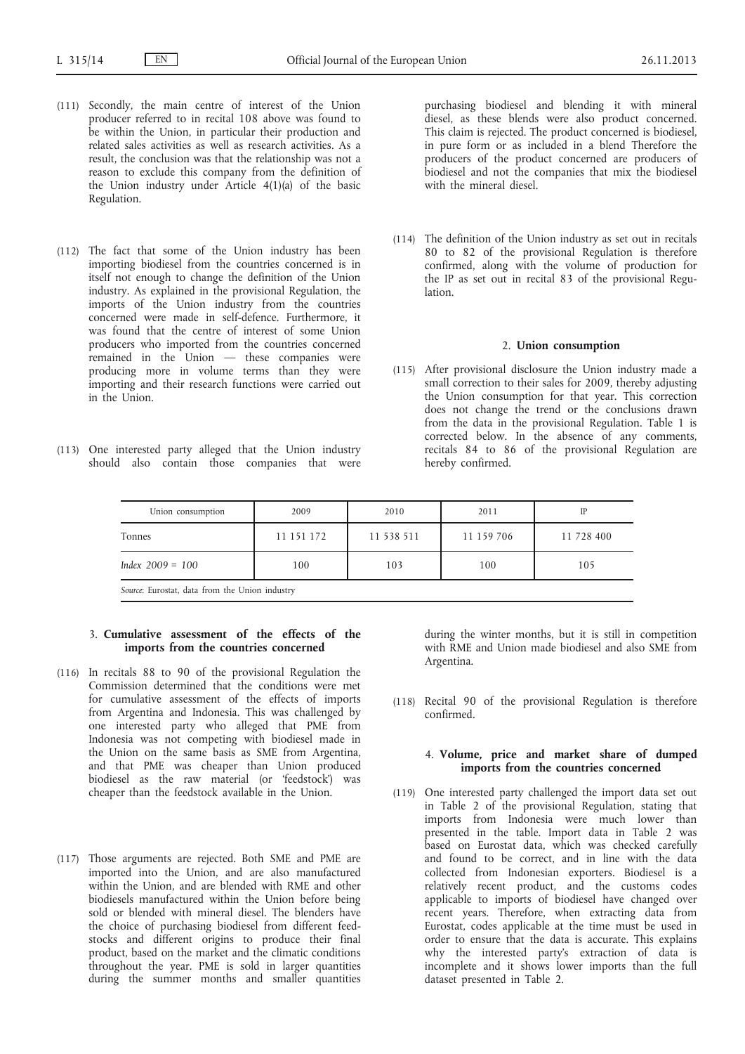(111) Secondly, the main centre of interest of the Union producer referred to in recital 108 above was found to be within the Union, in particular their production and related sales activities as well as research activities. As a result, the conclusion was that the relationship was not a reason to exclude this company from the definition of the Union industry under Article 4(1)(a) of the basic Regulation.

(112) The fact that some of the Union industry has been importing biodiesel from the countries concerned is in itself not enough to change the definition of the Union industry. As explained in the provisional Regulation, the imports of the Union industry from the countries concerned were made in self-defence. Furthermore, it was found that the centre of interest of some Union producers who imported from the countries concerned remained in the Union — these companies were producing more in volume terms than they were importing and their research functions were carried out in the Union.

(113) One interested party alleged that the Union industry should also contain those companies that were purchasing biodiesel and blending it with mineral diesel, as these blends were also product concerned. This claim is rejected. The product concerned is biodiesel, in pure form or as included in a blend Therefore the producers of the product concerned are producers of biodiesel and not the companies that mix the biodiesel with the mineral diesel.

(114) The definition of the Union industry as set out in recitals 80 to 82 of the provisional Regulation is therefore confirmed, along with the volume of production for the IP as set out in recital 83 of the provisional Regulation.

### 2. **Union consumption**

(115) After provisional disclosure the Union industry made a small correction to their sales for 2009, thereby adjusting the Union consumption for that year. This correction does not change the trend or the conclusions drawn from the data in the provisional Regulation. Table 1 is corrected below. In the absence of any comments, recitals 84 to 86 of the provisional Regulation are hereby confirmed.

| Union consumption | 2009 | 2010 | 2011 | IP |
|---|---|---|---|---|
| Tonnes | 11 151 172 | 11 538 511 | 11 159 706 | 11 728 400 |
| *Index 2009 = 100* | 100 | 103 | 100 | 105 |

*Source*: Eurostat, data from the Union industry

### 3. **Cumulative assessment of the effects of the imports from the countries concerned**

(116) In recitals 88 to 90 of the provisional Regulation the Commission determined that the conditions were met for cumulative assessment of the effects of imports from Argentina and Indonesia. This was challenged by one interested party who alleged that PME from Indonesia was not competing with biodiesel made in the Union on the same basis as SME from Argentina, and that PME was cheaper than Union produced biodiesel as the raw material (or 'feedstock') was cheaper than the feedstock available in the Union.

(117) Those arguments are rejected. Both SME and PME are imported into the Union, and are also manufactured within the Union, and are blended with RME and other biodiesels manufactured within the Union before being sold or blended with mineral diesel. The blenders have the choice of purchasing biodiesel from different feedstocks and different origins to produce their final product, based on the market and the climatic conditions throughout the year. PME is sold in larger quantities during the summer months and smaller quantities during the winter months, but it is still in competition with RME and Union made biodiesel and also SME from Argentina.

(118) Recital 90 of the provisional Regulation is therefore confirmed.

### 4. **Volume, price and market share of dumped imports from the countries concerned**

(119) One interested party challenged the import data set out in Table 2 of the provisional Regulation, stating that imports from Indonesia were much lower than presented in the table. Import data in Table 2 was based on Eurostat data, which was checked carefully and found to be correct, and in line with the data collected from Indonesian exporters. Biodiesel is a relatively recent product, and the customs codes applicable to imports of biodiesel have changed over recent years. Therefore, when extracting data from Eurostat, codes applicable at the time must be used in order to ensure that the data is accurate. This explains why the interested party's extraction of data is incomplete and it shows lower imports than the full dataset presented in Table 2.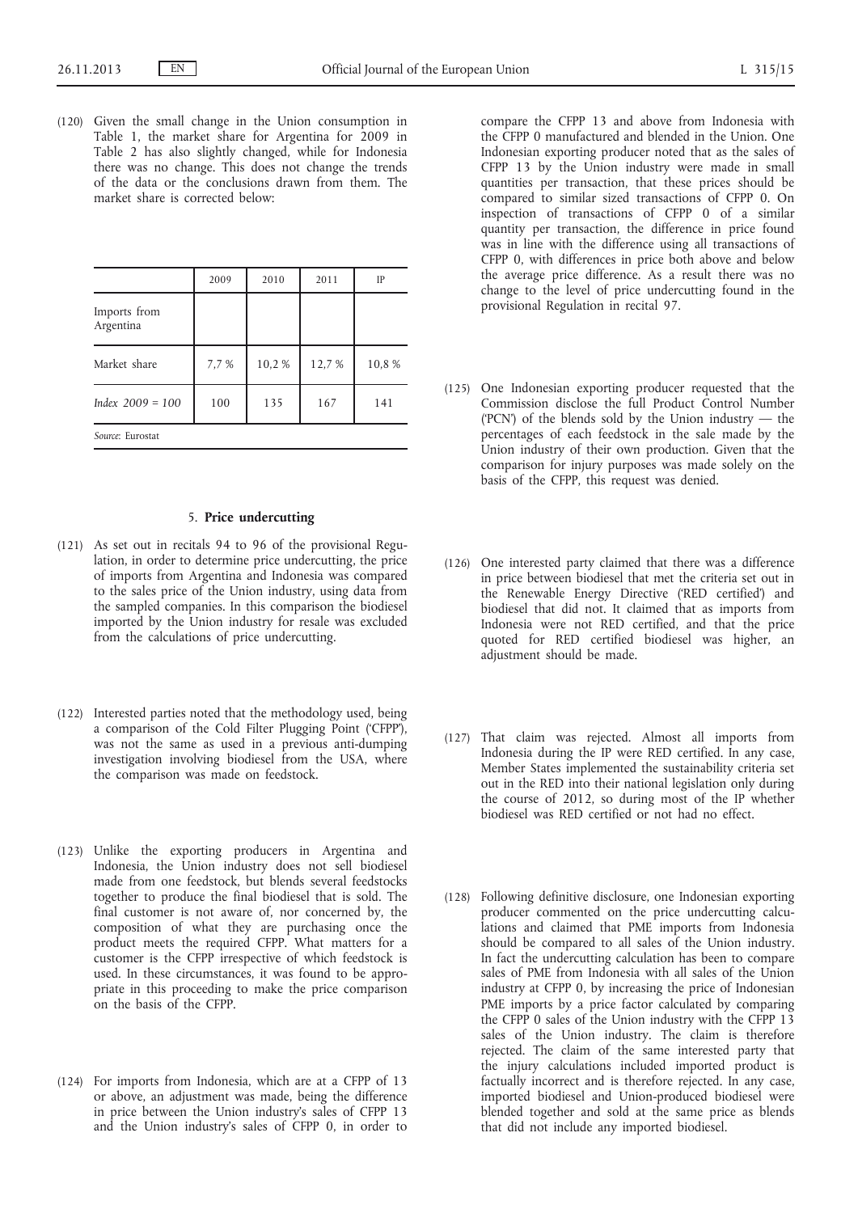(120) Given the small change in the Union consumption in Table 1, the market share for Argentina for 2009 in Table 2 has also slightly changed, while for Indonesia there was no change. This does not change the trends of the data or the conclusions drawn from them. The market share is corrected below:

| | 2009 | 2010 | 2011 | IP |
|---|---|---|---|---|
| Imports from Argentina | | | | |
| Market share | 7,7 % | 10,2 % | 12,7 % | 10,8 % |
| *Index 2009 = 100* | 100 | 135 | 167 | 141 |

*Source*: Eurostat

## 5. **Price undercutting**

(121) As set out in recitals 94 to 96 of the provisional Regulation, in order to determine price undercutting, the price of imports from Argentina and Indonesia was compared to the sales price of the Union industry, using data from the sampled companies. In this comparison the biodiesel imported by the Union industry for resale was excluded from the calculations of price undercutting.

(122) Interested parties noted that the methodology used, being a comparison of the Cold Filter Plugging Point ('CFPP'), was not the same as used in a previous anti-dumping investigation involving biodiesel from the USA, where the comparison was made on feedstock.

(123) Unlike the exporting producers in Argentina and Indonesia, the Union industry does not sell biodiesel made from one feedstock, but blends several feedstocks together to produce the final biodiesel that is sold. The final customer is not aware of, nor concerned by, the composition of what they are purchasing once the product meets the required CFPP. What matters for a customer is the CFPP irrespective of which feedstock is used. In these circumstances, it was found to be appropriate in this proceeding to make the price comparison on the basis of the CFPP.

(124) For imports from Indonesia, which are at a CFPP of 13 or above, an adjustment was made, being the difference in price between the Union industry's sales of CFPP 13 and the Union industry's sales of CFPP 0, in order to compare the CFPP 13 and above from Indonesia with the CFPP 0 manufactured and blended in the Union. One Indonesian exporting producer noted that as the sales of CFPP 13 by the Union industry were made in small quantities per transaction, that these prices should be compared to similar sized transactions of CFPP 0. On inspection of transactions of CFPP 0 of a similar quantity per transaction, the difference in price found was in line with the difference using all transactions of CFPP 0, with differences in price both above and below the average price difference. As a result there was no change to the level of price undercutting found in the provisional Regulation in recital 97.

(125) One Indonesian exporting producer requested that the Commission disclose the full Product Control Number ('PCN') of the blends sold by the Union industry — the percentages of each feedstock in the sale made by the Union industry of their own production. Given that the comparison for injury purposes was made solely on the basis of the CFPP, this request was denied.

(126) One interested party claimed that there was a difference in price between biodiesel that met the criteria set out in the Renewable Energy Directive ('RED certified') and biodiesel that did not. It claimed that as imports from Indonesia were not RED certified, and that the price quoted for RED certified biodiesel was higher, an adjustment should be made.

(127) That claim was rejected. Almost all imports from Indonesia during the IP were RED certified. In any case, Member States implemented the sustainability criteria set out in the RED into their national legislation only during the course of 2012, so during most of the IP whether biodiesel was RED certified or not had no effect.

(128) Following definitive disclosure, one Indonesian exporting producer commented on the price undercutting calculations and claimed that PME imports from Indonesia should be compared to all sales of the Union industry. In fact the undercutting calculation has been to compare sales of PME from Indonesia with all sales of the Union industry at CFPP 0, by increasing the price of Indonesian PME imports by a price factor calculated by comparing the CFPP 0 sales of the Union industry with the CFPP 13 sales of the Union industry. The claim is therefore rejected. The claim of the same interested party that the injury calculations included imported product is factually incorrect and is therefore rejected. In any case, imported biodiesel and Union-produced biodiesel were blended together and sold at the same price as blends that did not include any imported biodiesel.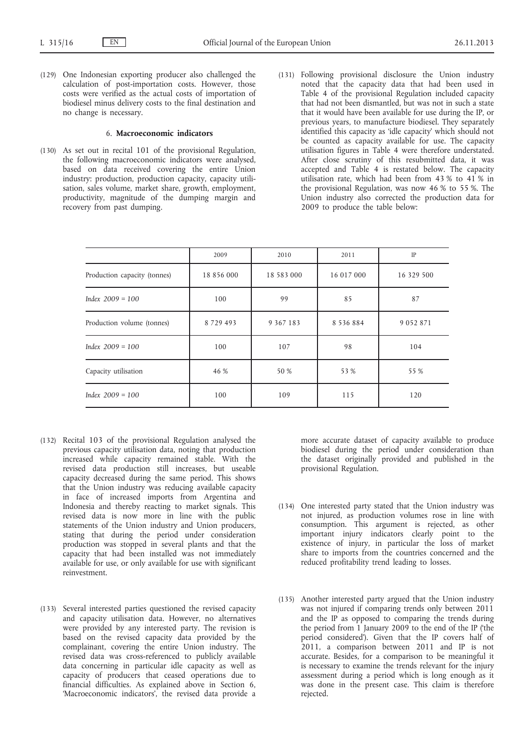(129) One Indonesian exporting producer also challenged the calculation of post-importation costs. However, those costs were verified as the actual costs of importation of biodiesel minus delivery costs to the final destination and no change is necessary.

### 6. **Macroeconomic indicators**

(130) As set out in recital 101 of the provisional Regulation, the following macroeconomic indicators were analysed, based on data received covering the entire Union industry: production, production capacity, capacity utilisation, sales volume, market share, growth, employment, productivity, magnitude of the dumping margin and recovery from past dumping.

(131) Following provisional disclosure the Union industry noted that the capacity data that had been used in Table 4 of the provisional Regulation included capacity that had not been dismantled, but was not in such a state that it would have been available for use during the IP, or previous years, to manufacture biodiesel. They separately identified this capacity as 'idle capacity' which should not be counted as capacity available for use. The capacity utilisation figures in Table 4 were therefore understated. After close scrutiny of this resubmitted data, it was accepted and Table 4 is restated below. The capacity utilisation rate, which had been from 43 % to 41 % in the provisional Regulation, was now 46 % to 55 %. The Union industry also corrected the production data for 2009 to produce the table below:

| | 2009 | 2010 | 2011 | IP |
|---|---|---|---|---|
| Production capacity (tonnes) | 18 856 000 | 18 583 000 | 16 017 000 | 16 329 500 |
| *Index 2009 = 100* | 100 | 99 | 85 | 87 |
| Production volume (tonnes) | 8 729 493 | 9 367 183 | 8 536 884 | 9 052 871 |
| *Index 2009 = 100* | 100 | 107 | 98 | 104 |
| Capacity utilisation | 46 % | 50 % | 53 % | 55 % |
| *Index 2009 = 100* | 100 | 109 | 115 | 120 |

(132) Recital 103 of the provisional Regulation analysed the previous capacity utilisation data, noting that production increased while capacity remained stable. With the revised data production still increases, but useable capacity decreased during the same period. This shows that the Union industry was reducing available capacity in face of increased imports from Argentina and Indonesia and thereby reacting to market signals. This revised data is now more in line with the public statements of the Union industry and Union producers, stating that during the period under consideration production was stopped in several plants and that the capacity that had been installed was not immediately available for use, or only available for use with significant reinvestment.

(133) Several interested parties questioned the revised capacity and capacity utilisation data. However, no alternatives were provided by any interested party. The revision is based on the revised capacity data provided by the complainant, covering the entire Union industry. The revised data was cross-referenced to publicly available data concerning in particular idle capacity as well as capacity of producers that ceased operations due to financial difficulties. As explained above in Section 6, 'Macroeconomic indicators', the revised data provide a more accurate dataset of capacity available to produce biodiesel during the period under consideration than the dataset originally provided and published in the provisional Regulation.

(134) One interested party stated that the Union industry was not injured, as production volumes rose in line with consumption. This argument is rejected, as other important injury indicators clearly point to the existence of injury, in particular the loss of market share to imports from the countries concerned and the reduced profitability trend leading to losses.

(135) Another interested party argued that the Union industry was not injured if comparing trends only between 2011 and the IP as opposed to comparing the trends during the period from 1 January 2009 to the end of the IP ('the period considered'). Given that the IP covers half of 2011, a comparison between 2011 and IP is not accurate. Besides, for a comparison to be meaningful it is necessary to examine the trends relevant for the injury assessment during a period which is long enough as it was done in the present case. This claim is therefore rejected.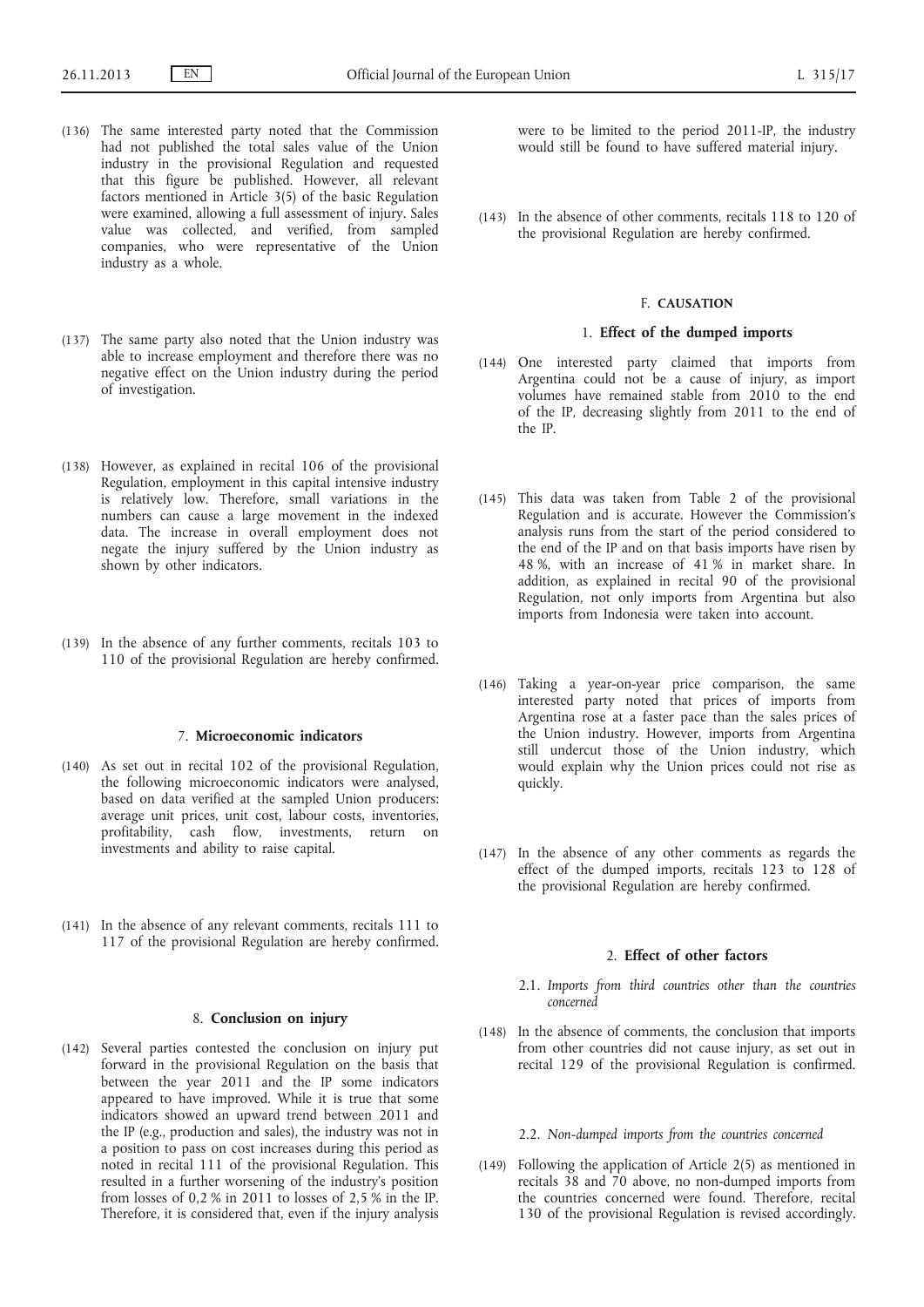(136) The same interested party noted that the Commission had not published the total sales value of the Union industry in the provisional Regulation and requested that this figure be published. However, all relevant factors mentioned in Article 3(5) of the basic Regulation were examined, allowing a full assessment of injury. Sales value was collected, and verified, from sampled companies, who were representative of the Union industry as a whole.

(137) The same party also noted that the Union industry was able to increase employment and therefore there was no negative effect on the Union industry during the period of investigation.

(138) However, as explained in recital 106 of the provisional Regulation, employment in this capital intensive industry is relatively low. Therefore, small variations in the numbers can cause a large movement in the indexed data. The increase in overall employment does not negate the injury suffered by the Union industry as shown by other indicators.

(139) In the absence of any further comments, recitals 103 to 110 of the provisional Regulation are hereby confirmed.

### 7. **Microeconomic indicators**

(140) As set out in recital 102 of the provisional Regulation, the following microeconomic indicators were analysed, based on data verified at the sampled Union producers: average unit prices, unit cost, labour costs, inventories, profitability, cash flow, investments, return on investments and ability to raise capital.

(141) In the absence of any relevant comments, recitals 111 to 117 of the provisional Regulation are hereby confirmed.

### 8. **Conclusion on injury**

(142) Several parties contested the conclusion on injury put forward in the provisional Regulation on the basis that between the year 2011 and the IP some indicators appeared to have improved. While it is true that some indicators showed an upward trend between 2011 and the IP (e.g., production and sales), the industry was not in a position to pass on cost increases during this period as noted in recital 111 of the provisional Regulation. This resulted in a further worsening of the industry's position from losses of 0,2 % in 2011 to losses of 2,5 % in the IP. Therefore, it is considered that, even if the injury analysis were to be limited to the period 2011-IP, the industry would still be found to have suffered material injury.

(143) In the absence of other comments, recitals 118 to 120 of the provisional Regulation are hereby confirmed.

## F. **CAUSATION**

### 1. **Effect of the dumped imports**

(144) One interested party claimed that imports from Argentina could not be a cause of injury, as import volumes have remained stable from 2010 to the end of the IP, decreasing slightly from 2011 to the end of the IP.

(145) This data was taken from Table 2 of the provisional Regulation and is accurate. However the Commission's analysis runs from the start of the period considered to the end of the IP and on that basis imports have risen by 48 %, with an increase of 41 % in market share. In addition, as explained in recital 90 of the provisional Regulation, not only imports from Argentina but also imports from Indonesia were taken into account.

(146) Taking a year-on-year price comparison, the same interested party noted that prices of imports from Argentina rose at a faster pace than the sales prices of the Union industry. However, imports from Argentina still undercut those of the Union industry, which would explain why the Union prices could not rise as quickly.

(147) In the absence of any other comments as regards the effect of the dumped imports, recitals 123 to 128 of the provisional Regulation are hereby confirmed.

### 2. **Effect of other factors**

#### 2.1. *Imports from third countries other than the countries concerned*

(148) In the absence of comments, the conclusion that imports from other countries did not cause injury, as set out in recital 129 of the provisional Regulation is confirmed.

#### 2.2. *Non-dumped imports from the countries concerned*

(149) Following the application of Article 2(5) as mentioned in recitals 38 and 70 above, no non-dumped imports from the countries concerned were found. Therefore, recital 130 of the provisional Regulation is revised accordingly.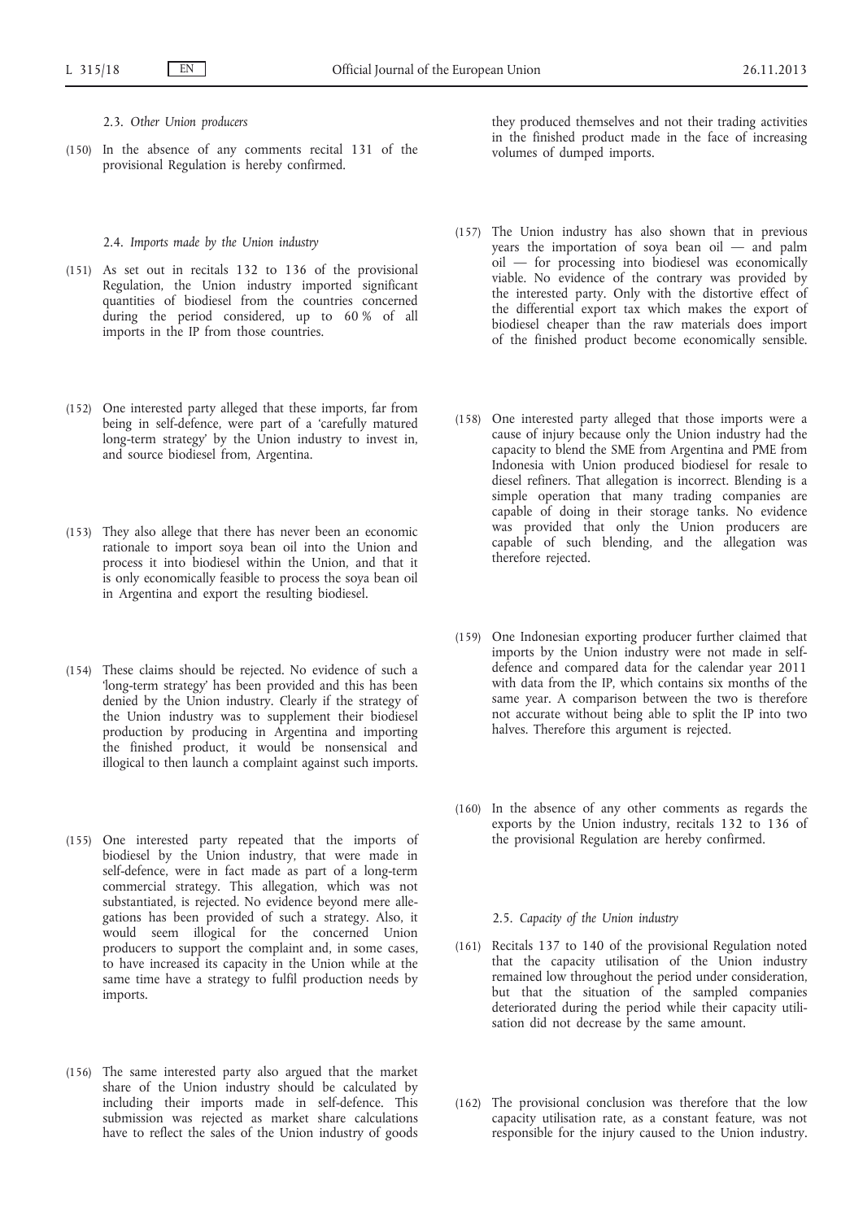2.3. *Other Union producers*

(150) In the absence of any comments recital 131 of the provisional Regulation is hereby confirmed.

2.4. *Imports made by the Union industry*

(151) As set out in recitals 132 to 136 of the provisional Regulation, the Union industry imported significant quantities of biodiesel from the countries concerned during the period considered, up to 60 % of all imports in the IP from those countries.

(152) One interested party alleged that these imports, far from being in self-defence, were part of a 'carefully matured long-term strategy' by the Union industry to invest in, and source biodiesel from, Argentina.

(153) They also allege that there has never been an economic rationale to import soya bean oil into the Union and process it into biodiesel within the Union, and that it is only economically feasible to process the soya bean oil in Argentina and export the resulting biodiesel.

(154) These claims should be rejected. No evidence of such a 'long-term strategy' has been provided and this has been denied by the Union industry. Clearly if the strategy of the Union industry was to supplement their biodiesel production by producing in Argentina and importing the finished product, it would be nonsensical and illogical to then launch a complaint against such imports.

(155) One interested party repeated that the imports of biodiesel by the Union industry, that were made in self-defence, were in fact made as part of a long-term commercial strategy. This allegation, which was not substantiated, is rejected. No evidence beyond mere allegations has been provided of such a strategy. Also, it would seem illogical for the concerned Union producers to support the complaint and, in some cases, to have increased its capacity in the Union while at the same time have a strategy to fulfil production needs by imports.

(156) The same interested party also argued that the market share of the Union industry should be calculated by including their imports made in self-defence. This submission was rejected as market share calculations have to reflect the sales of the Union industry of goods they produced themselves and not their trading activities in the finished product made in the face of increasing volumes of dumped imports.

(157) The Union industry has also shown that in previous years the importation of soya bean oil — and palm oil — for processing into biodiesel was economically viable. No evidence of the contrary was provided by the interested party. Only with the distortive effect of the differential export tax which makes the export of biodiesel cheaper than the raw materials does import of the finished product become economically sensible.

(158) One interested party alleged that those imports were a cause of injury because only the Union industry had the capacity to blend the SME from Argentina and PME from Indonesia with Union produced biodiesel for resale to diesel refiners. That allegation is incorrect. Blending is a simple operation that many trading companies are capable of doing in their storage tanks. No evidence was provided that only the Union producers are capable of such blending, and the allegation was therefore rejected.

(159) One Indonesian exporting producer further claimed that imports by the Union industry were not made in self-defence and compared data for the calendar year 2011 with data from the IP, which contains six months of the same year. A comparison between the two is therefore not accurate without being able to split the IP into two halves. Therefore this argument is rejected.

(160) In the absence of any other comments as regards the exports by the Union industry, recitals 132 to 136 of the provisional Regulation are hereby confirmed.

2.5. *Capacity of the Union industry*

(161) Recitals 137 to 140 of the provisional Regulation noted that the capacity utilisation of the Union industry remained low throughout the period under consideration, but that the situation of the sampled companies deteriorated during the period while their capacity utilisation did not decrease by the same amount.

(162) The provisional conclusion was therefore that the low capacity utilisation rate, as a constant feature, was not responsible for the injury caused to the Union industry.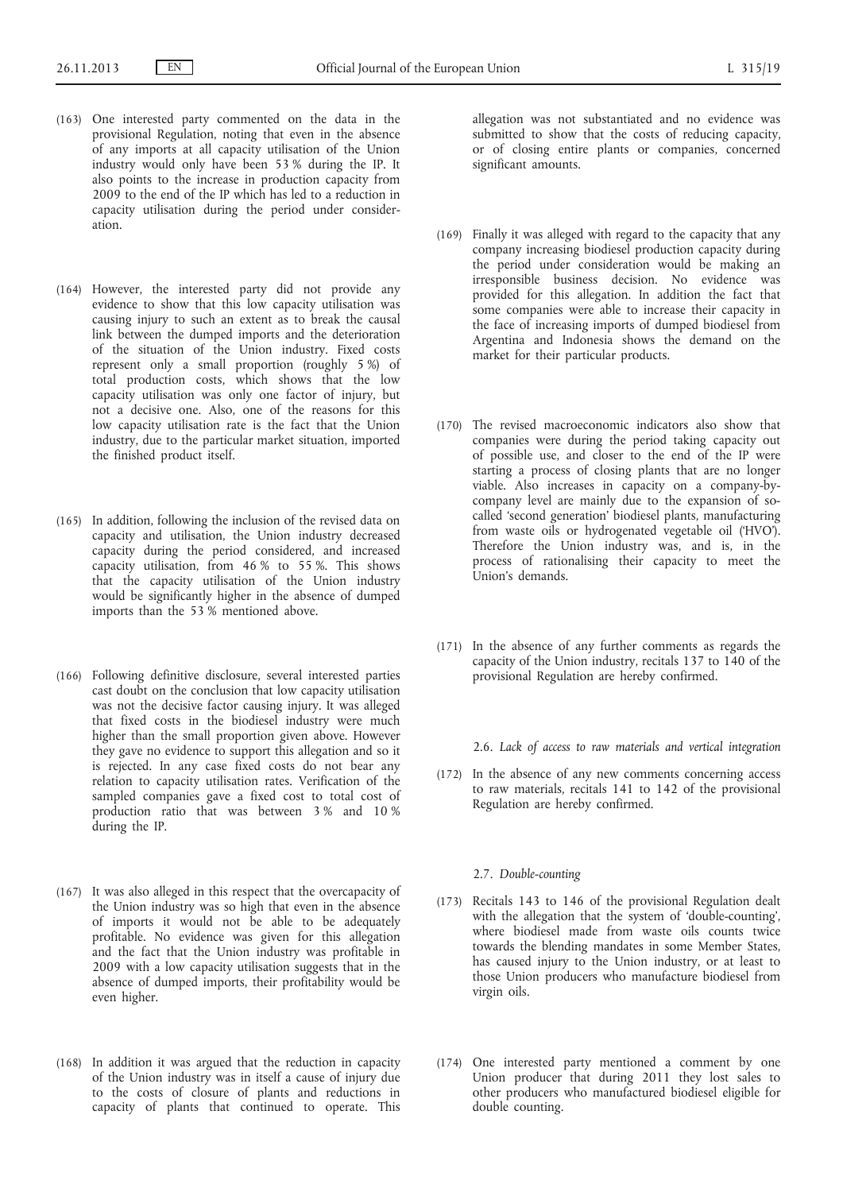(163) One interested party commented on the data in the provisional Regulation, noting that even in the absence of any imports at all capacity utilisation of the Union industry would only have been 53 % during the IP. It also points to the increase in production capacity from 2009 to the end of the IP which has led to a reduction in capacity utilisation during the period under consideration.

(164) However, the interested party did not provide any evidence to show that this low capacity utilisation was causing injury to such an extent as to break the causal link between the dumped imports and the deterioration of the situation of the Union industry. Fixed costs represent only a small proportion (roughly 5 %) of total production costs, which shows that the low capacity utilisation was only one factor of injury, but not a decisive one. Also, one of the reasons for this low capacity utilisation rate is the fact that the Union industry, due to the particular market situation, imported the finished product itself.

(165) In addition, following the inclusion of the revised data on capacity and utilisation, the Union industry decreased capacity during the period considered, and increased capacity utilisation, from 46 % to 55 %. This shows that the capacity utilisation of the Union industry would be significantly higher in the absence of dumped imports than the 53 % mentioned above.

(166) Following definitive disclosure, several interested parties cast doubt on the conclusion that low capacity utilisation was not the decisive factor causing injury. It was alleged that fixed costs in the biodiesel industry were much higher than the small proportion given above. However they gave no evidence to support this allegation and so it is rejected. In any case fixed costs do not bear any relation to capacity utilisation rates. Verification of the sampled companies gave a fixed cost to total cost of production ratio that was between 3 % and 10 % during the IP.

(167) It was also alleged in this respect that the overcapacity of the Union industry was so high that even in the absence of imports it would not be able to be adequately profitable. No evidence was given for this allegation and the fact that the Union industry was profitable in 2009 with a low capacity utilisation suggests that in the absence of dumped imports, their profitability would be even higher.

(168) In addition it was argued that the reduction in capacity of the Union industry was in itself a cause of injury due to the costs of closure of plants and reductions in capacity of plants that continued to operate. This allegation was not substantiated and no evidence was submitted to show that the costs of reducing capacity, or of closing entire plants or companies, concerned significant amounts.

(169) Finally it was alleged with regard to the capacity that any company increasing biodiesel production capacity during the period under consideration would be making an irresponsible business decision. No evidence was provided for this allegation. In addition the fact that some companies were able to increase their capacity in the face of increasing imports of dumped biodiesel from Argentina and Indonesia shows the demand on the market for their particular products.

(170) The revised macroeconomic indicators also show that companies were during the period taking capacity out of possible use, and closer to the end of the IP were starting a process of closing plants that are no longer viable. Also increases in capacity on a company-by-company level are mainly due to the expansion of so-called 'second generation' biodiesel plants, manufacturing from waste oils or hydrogenated vegetable oil ('HVO'). Therefore the Union industry was, and is, in the process of rationalising their capacity to meet the Union's demands.

(171) In the absence of any further comments as regards the capacity of the Union industry, recitals 137 to 140 of the provisional Regulation are hereby confirmed.

### 2.6. *Lack of access to raw materials and vertical integration*

(172) In the absence of any new comments concerning access to raw materials, recitals 141 to 142 of the provisional Regulation are hereby confirmed.

### 2.7. *Double-counting*

(173) Recitals 143 to 146 of the provisional Regulation dealt with the allegation that the system of 'double-counting', where biodiesel made from waste oils counts twice towards the blending mandates in some Member States, has caused injury to the Union industry, or at least to those Union producers who manufacture biodiesel from virgin oils.

(174) One interested party mentioned a comment by one Union producer that during 2011 they lost sales to other producers who manufactured biodiesel eligible for double counting.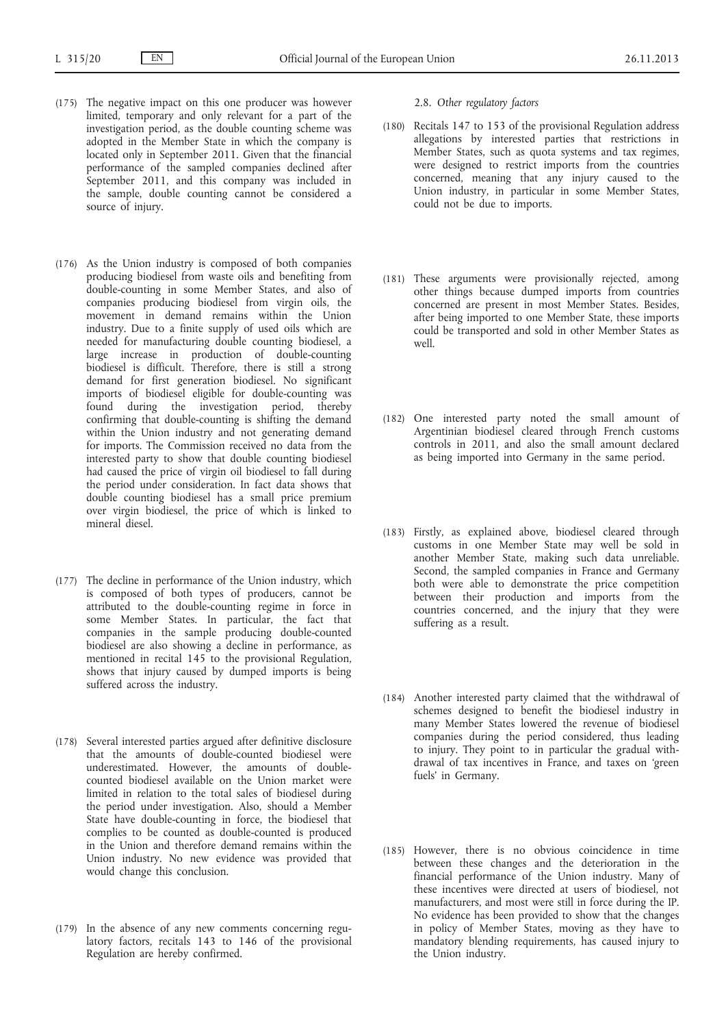(175) The negative impact on this one producer was however limited, temporary and only relevant for a part of the investigation period, as the double counting scheme was adopted in the Member State in which the company is located only in September 2011. Given that the financial performance of the sampled companies declined after September 2011, and this company was included in the sample, double counting cannot be considered a source of injury.

(176) As the Union industry is composed of both companies producing biodiesel from waste oils and benefiting from double-counting in some Member States, and also of companies producing biodiesel from virgin oils, the movement in demand remains within the Union industry. Due to a finite supply of used oils which are needed for manufacturing double counting biodiesel, a large increase in production of double-counting biodiesel is difficult. Therefore, there is still a strong demand for first generation biodiesel. No significant imports of biodiesel eligible for double-counting was found during the investigation period, thereby confirming that double-counting is shifting the demand within the Union industry and not generating demand for imports. The Commission received no data from the interested party to show that double counting biodiesel had caused the price of virgin oil biodiesel to fall during the period under consideration. In fact data shows that double counting biodiesel has a small price premium over virgin biodiesel, the price of which is linked to mineral diesel.

(177) The decline in performance of the Union industry, which is composed of both types of producers, cannot be attributed to the double-counting regime in force in some Member States. In particular, the fact that companies in the sample producing double-counted biodiesel are also showing a decline in performance, as mentioned in recital 145 to the provisional Regulation, shows that injury caused by dumped imports is being suffered across the industry.

(178) Several interested parties argued after definitive disclosure that the amounts of double-counted biodiesel were underestimated. However, the amounts of double-counted biodiesel available on the Union market were limited in relation to the total sales of biodiesel during the period under investigation. Also, should a Member State have double-counting in force, the biodiesel that complies to be counted as double-counted is produced in the Union and therefore demand remains within the Union industry. No new evidence was provided that would change this conclusion.

(179) In the absence of any new comments concerning regulatory factors, recitals 143 to 146 of the provisional Regulation are hereby confirmed.

2.8. *Other regulatory factors*

(180) Recitals 147 to 153 of the provisional Regulation address allegations by interested parties that restrictions in Member States, such as quota systems and tax regimes, were designed to restrict imports from the countries concerned, meaning that any injury caused to the Union industry, in particular in some Member States, could not be due to imports.

(181) These arguments were provisionally rejected, among other things because dumped imports from countries concerned are present in most Member States. Besides, after being imported to one Member State, these imports could be transported and sold in other Member States as well.

(182) One interested party noted the small amount of Argentinian biodiesel cleared through French customs controls in 2011, and also the small amount declared as being imported into Germany in the same period.

(183) Firstly, as explained above, biodiesel cleared through customs in one Member State may well be sold in another Member State, making such data unreliable. Second, the sampled companies in France and Germany both were able to demonstrate the price competition between their production and imports from the countries concerned, and the injury that they were suffering as a result.

(184) Another interested party claimed that the withdrawal of schemes designed to benefit the biodiesel industry in many Member States lowered the revenue of biodiesel companies during the period considered, thus leading to injury. They point to in particular the gradual withdrawal of tax incentives in France, and taxes on 'green fuels' in Germany.

(185) However, there is no obvious coincidence in time between these changes and the deterioration in the financial performance of the Union industry. Many of these incentives were directed at users of biodiesel, not manufacturers, and most were still in force during the IP. No evidence has been provided to show that the changes in policy of Member States, moving as they have to mandatory blending requirements, has caused injury to the Union industry.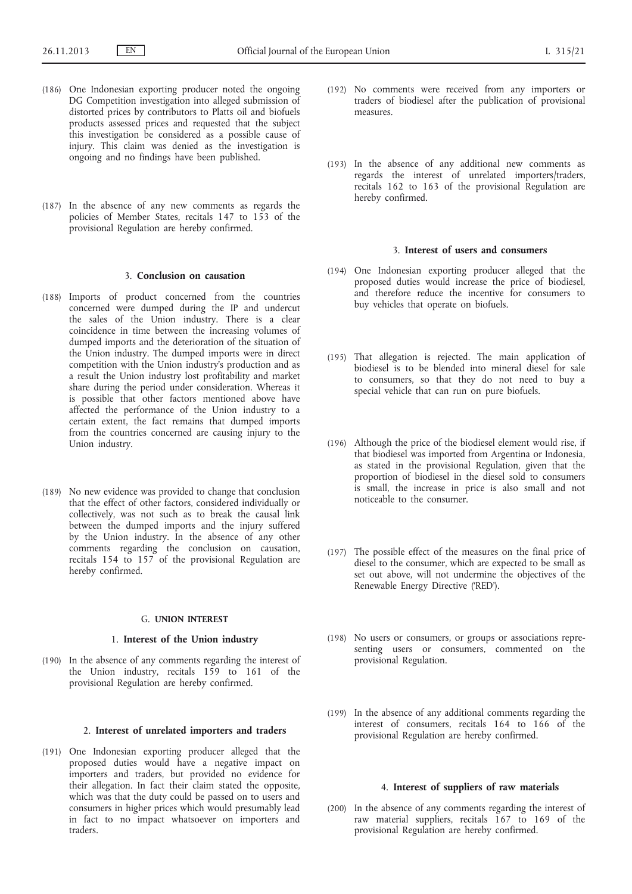(186) One Indonesian exporting producer noted the ongoing DG Competition investigation into alleged submission of distorted prices by contributors to Platts oil and biofuels products assessed prices and requested that the subject this investigation be considered as a possible cause of injury. This claim was denied as the investigation is ongoing and no findings have been published.

(187) In the absence of any new comments as regards the policies of Member States, recitals 147 to 153 of the provisional Regulation are hereby confirmed.

### 3. **Conclusion on causation**

(188) Imports of product concerned from the countries concerned were dumped during the IP and undercut the sales of the Union industry. There is a clear coincidence in time between the increasing volumes of dumped imports and the deterioration of the situation of the Union industry. The dumped imports were in direct competition with the Union industry's production and as a result the Union industry lost profitability and market share during the period under consideration. Whereas it is possible that other factors mentioned above have affected the performance of the Union industry to a certain extent, the fact remains that dumped imports from the countries concerned are causing injury to the Union industry.

(189) No new evidence was provided to change that conclusion that the effect of other factors, considered individually or collectively, was not such as to break the causal link between the dumped imports and the injury suffered by the Union industry. In the absence of any other comments regarding the conclusion on causation, recitals 154 to 157 of the provisional Regulation are hereby confirmed.

## G. UNION INTEREST

### 1. **Interest of the Union industry**

(190) In the absence of any comments regarding the interest of the Union industry, recitals 159 to 161 of the provisional Regulation are hereby confirmed.

### 2. **Interest of unrelated importers and traders**

(191) One Indonesian exporting producer alleged that the proposed duties would have a negative impact on importers and traders, but provided no evidence for their allegation. In fact their claim stated the opposite, which was that the duty could be passed on to users and consumers in higher prices which would presumably lead in fact to no impact whatsoever on importers and traders.

(192) No comments were received from any importers or traders of biodiesel after the publication of provisional measures.

(193) In the absence of any additional new comments as regards the interest of unrelated importers/traders, recitals 162 to 163 of the provisional Regulation are hereby confirmed.

### 3. **Interest of users and consumers**

(194) One Indonesian exporting producer alleged that the proposed duties would increase the price of biodiesel, and therefore reduce the incentive for consumers to buy vehicles that operate on biofuels.

(195) That allegation is rejected. The main application of biodiesel is to be blended into mineral diesel for sale to consumers, so that they do not need to buy a special vehicle that can run on pure biofuels.

(196) Although the price of the biodiesel element would rise, if that biodiesel was imported from Argentina or Indonesia, as stated in the provisional Regulation, given that the proportion of biodiesel in the diesel sold to consumers is small, the increase in price is also small and not noticeable to the consumer.

(197) The possible effect of the measures on the final price of diesel to the consumer, which are expected to be small as set out above, will not undermine the objectives of the Renewable Energy Directive ('RED').

(198) No users or consumers, or groups or associations representing users or consumers, commented on the provisional Regulation.

(199) In the absence of any additional comments regarding the interest of consumers, recitals 164 to 166 of the provisional Regulation are hereby confirmed.

### 4. **Interest of suppliers of raw materials**

(200) In the absence of any comments regarding the interest of raw material suppliers, recitals 167 to 169 of the provisional Regulation are hereby confirmed.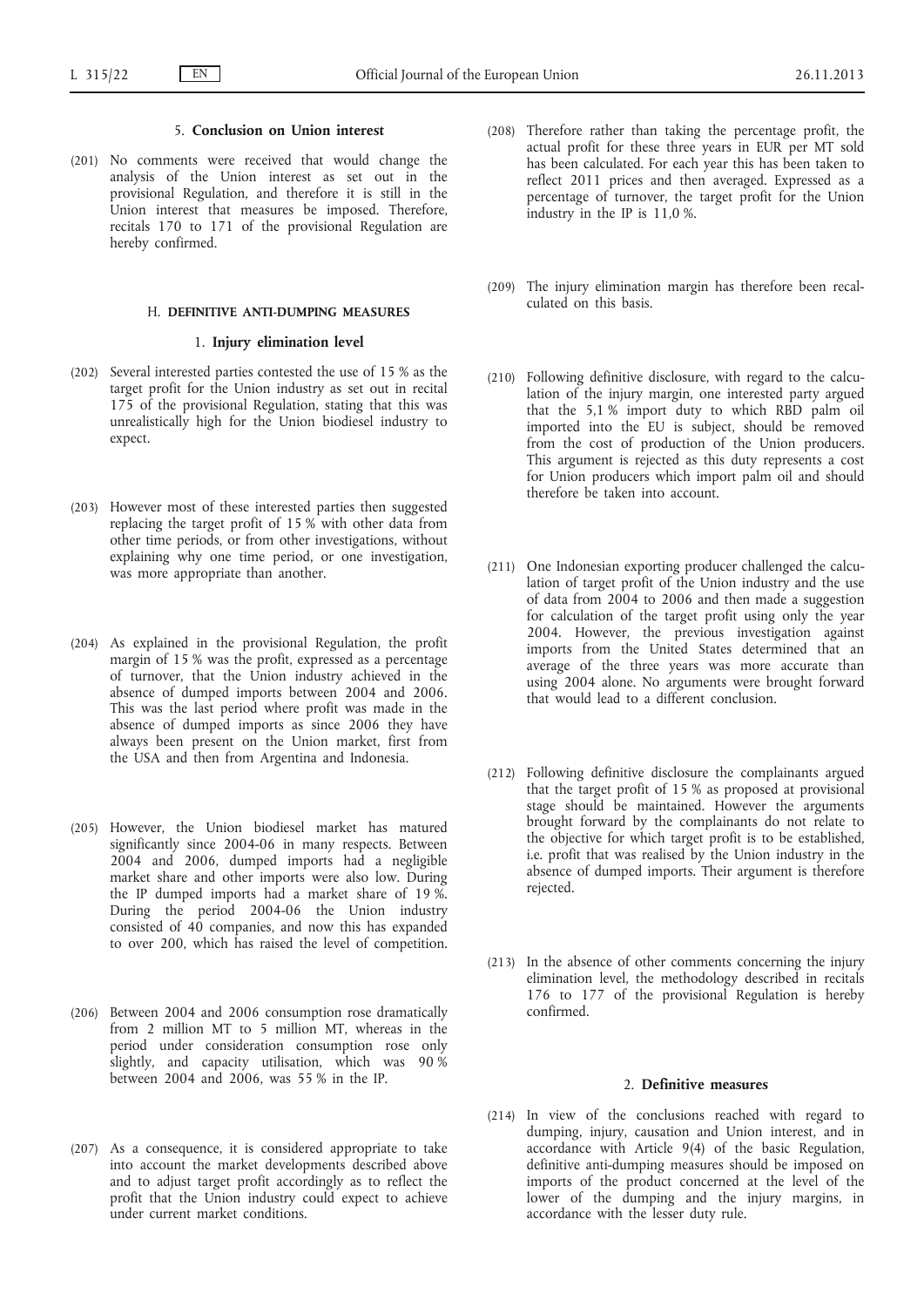### 5. **Conclusion on Union interest**

(201) No comments were received that would change the analysis of the Union interest as set out in the provisional Regulation, and therefore it is still in the Union interest that measures be imposed. Therefore, recitals 170 to 171 of the provisional Regulation are hereby confirmed.

## H. DEFINITIVE ANTI-DUMPING MEASURES

### 1. **Injury elimination level**

(202) Several interested parties contested the use of 15 % as the target profit for the Union industry as set out in recital 175 of the provisional Regulation, stating that this was unrealistically high for the Union biodiesel industry to expect.

(203) However most of these interested parties then suggested replacing the target profit of 15 % with other data from other time periods, or from other investigations, without explaining why one time period, or one investigation, was more appropriate than another.

(204) As explained in the provisional Regulation, the profit margin of 15 % was the profit, expressed as a percentage of turnover, that the Union industry achieved in the absence of dumped imports between 2004 and 2006. This was the last period where profit was made in the absence of dumped imports as since 2006 they have always been present on the Union market, first from the USA and then from Argentina and Indonesia.

(205) However, the Union biodiesel market has matured significantly since 2004-06 in many respects. Between 2004 and 2006, dumped imports had a negligible market share and other imports were also low. During the IP dumped imports had a market share of 19 %. During the period 2004-06 the Union industry consisted of 40 companies, and now this has expanded to over 200, which has raised the level of competition.

(206) Between 2004 and 2006 consumption rose dramatically from 2 million MT to 5 million MT, whereas in the period under consideration consumption rose only slightly, and capacity utilisation, which was 90 % between 2004 and 2006, was 55 % in the IP.

(207) As a consequence, it is considered appropriate to take into account the market developments described above and to adjust target profit accordingly as to reflect the profit that the Union industry could expect to achieve under current market conditions.

(208) Therefore rather than taking the percentage profit, the actual profit for these three years in EUR per MT sold has been calculated. For each year this has been taken to reflect 2011 prices and then averaged. Expressed as a percentage of turnover, the target profit for the Union industry in the IP is 11,0 %.

(209) The injury elimination margin has therefore been recalculated on this basis.

(210) Following definitive disclosure, with regard to the calculation of the injury margin, one interested party argued that the 5,1 % import duty to which RBD palm oil imported into the EU is subject, should be removed from the cost of production of the Union producers. This argument is rejected as this duty represents a cost for Union producers which import palm oil and should therefore be taken into account.

(211) One Indonesian exporting producer challenged the calculation of target profit of the Union industry and the use of data from 2004 to 2006 and then made a suggestion for calculation of the target profit using only the year 2004. However, the previous investigation against imports from the United States determined that an average of the three years was more accurate than using 2004 alone. No arguments were brought forward that would lead to a different conclusion.

(212) Following definitive disclosure the complainants argued that the target profit of 15 % as proposed at provisional stage should be maintained. However the arguments brought forward by the complainants do not relate to the objective for which target profit is to be established, i.e. profit that was realised by the Union industry in the absence of dumped imports. Their argument is therefore rejected.

(213) In the absence of other comments concerning the injury elimination level, the methodology described in recitals 176 to 177 of the provisional Regulation is hereby confirmed.

### 2. **Definitive measures**

(214) In view of the conclusions reached with regard to dumping, injury, causation and Union interest, and in accordance with Article 9(4) of the basic Regulation, definitive anti-dumping measures should be imposed on imports of the product concerned at the level of the lower of the dumping and the injury margins, in accordance with the lesser duty rule.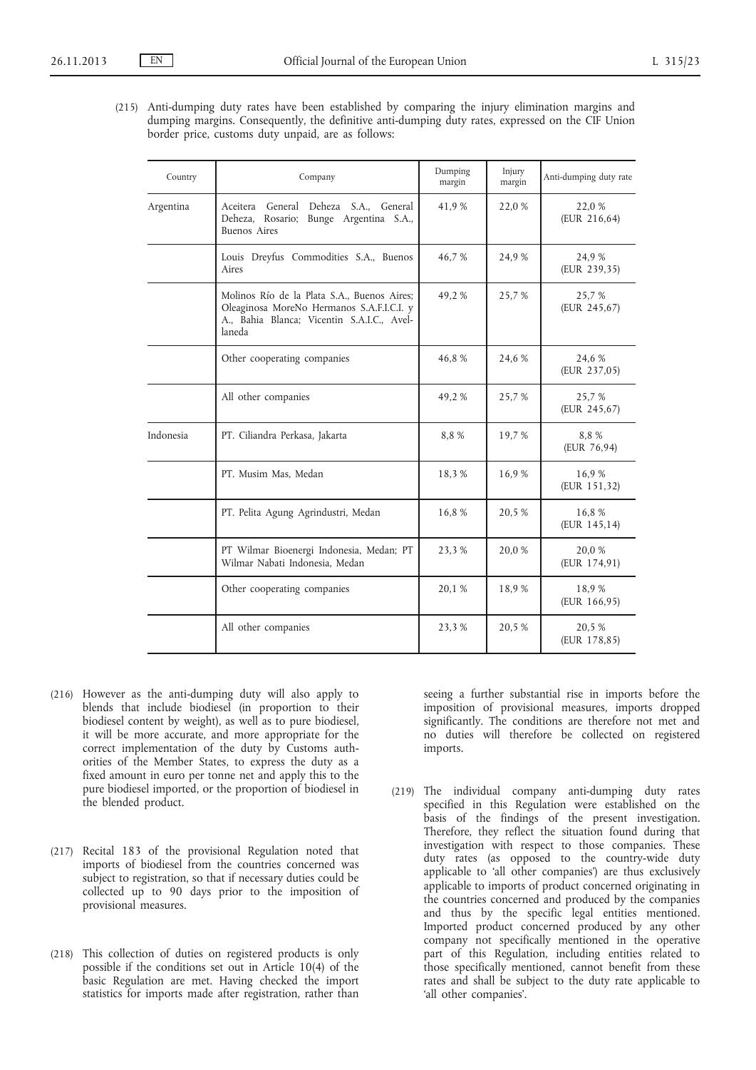(215) Anti-dumping duty rates have been established by comparing the injury elimination margins and dumping margins. Consequently, the definitive anti-dumping duty rates, expressed on the CIF Union border price, customs duty unpaid, are as follows:

| Country | Company | Dumping margin | Injury margin | Anti-dumping duty rate |
|---|---|---|---|---|
| Argentina | Aceitera General Deheza S.A., General Deheza, Rosario; Bunge Argentina S.A., Buenos Aires | 41,9 % | 22,0 % | 22,0 % (EUR 216,64) |
| | Louis Dreyfus Commodities S.A., Buenos Aires | 46,7 % | 24,9 % | 24,9 % (EUR 239,35) |
| | Molinos Río de la Plata S.A., Buenos Aires; Oleaginosa MoreNo Hermanos S.A.F.I.C.I. y A., Bahia Blanca; Vicentin S.A.I.C., Avellaneda | 49,2 % | 25,7 % | 25,7 % (EUR 245,67) |
| | Other cooperating companies | 46,8 % | 24,6 % | 24,6 % (EUR 237,05) |
| | All other companies | 49,2 % | 25,7 % | 25,7 % (EUR 245,67) |
| Indonesia | PT. Ciliandra Perkasa, Jakarta | 8,8 % | 19,7 % | 8,8 % (EUR 76,94) |
| | PT. Musim Mas, Medan | 18,3 % | 16,9 % | 16,9 % (EUR 151,32) |
| | PT. Pelita Agung Agrindustri, Medan | 16,8 % | 20,5 % | 16,8 % (EUR 145,14) |
| | PT Wilmar Bioenergi Indonesia, Medan; PT Wilmar Nabati Indonesia, Medan | 23,3 % | 20,0 % | 20,0 % (EUR 174,91) |
| | Other cooperating companies | 20,1 % | 18,9 % | 18,9 % (EUR 166,95) |
| | All other companies | 23,3 % | 20,5 % | 20,5 % (EUR 178,85) |

(216) However as the anti-dumping duty will also apply to blends that include biodiesel (in proportion to their biodiesel content by weight), as well as to pure biodiesel, it will be more accurate, and more appropriate for the correct implementation of the duty by Customs authorities of the Member States, to express the duty as a fixed amount in euro per tonne net and apply this to the pure biodiesel imported, or the proportion of biodiesel in the blended product.

(217) Recital 183 of the provisional Regulation noted that imports of biodiesel from the countries concerned was subject to registration, so that if necessary duties could be collected up to 90 days prior to the imposition of provisional measures.

(218) This collection of duties on registered products is only possible if the conditions set out in Article 10(4) of the basic Regulation are met. Having checked the import statistics for imports made after registration, rather than seeing a further substantial rise in imports before the imposition of provisional measures, imports dropped significantly. The conditions are therefore not met and no duties will therefore be collected on registered imports.

(219) The individual company anti-dumping duty rates specified in this Regulation were established on the basis of the findings of the present investigation. Therefore, they reflect the situation found during that investigation with respect to those companies. These duty rates (as opposed to the country-wide duty applicable to 'all other companies') are thus exclusively applicable to imports of product concerned originating in the countries concerned and produced by the companies and thus by the specific legal entities mentioned. Imported product concerned produced by any other company not specifically mentioned in the operative part of this Regulation, including entities related to those specifically mentioned, cannot benefit from these rates and shall be subject to the duty rate applicable to 'all other companies'.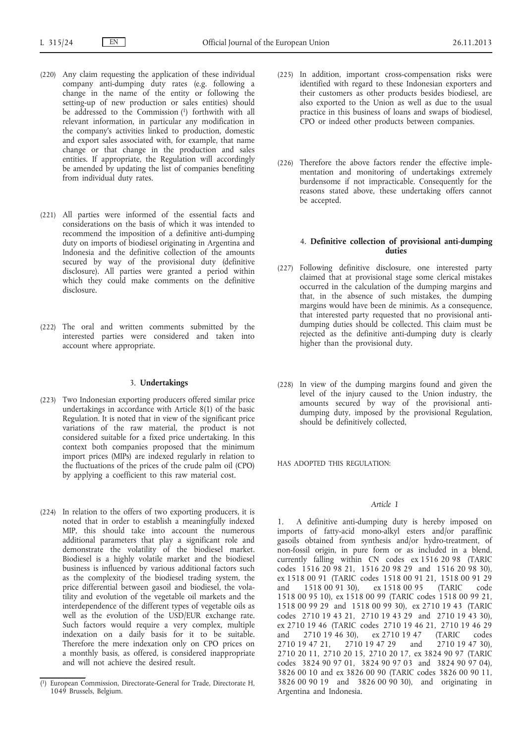(220) Any claim requesting the application of these individual company anti-dumping duty rates (e.g. following a change in the name of the entity or following the setting-up of new production or sales entities) should be addressed to the Commission [1] forthwith with all relevant information, in particular any modification in the company's activities linked to production, domestic and export sales associated with, for example, that name change or that change in the production and sales entities. If appropriate, the Regulation will accordingly be amended by updating the list of companies benefiting from individual duty rates.

(221) All parties were informed of the essential facts and considerations on the basis of which it was intended to recommend the imposition of a definitive anti-dumping duty on imports of biodiesel originating in Argentina and Indonesia and the definitive collection of the amounts secured by way of the provisional duty (definitive disclosure). All parties were granted a period within which they could make comments on the definitive disclosure.

(222) The oral and written comments submitted by the interested parties were considered and taken into account where appropriate.

### 3. **Undertakings**

(223) Two Indonesian exporting producers offered similar price undertakings in accordance with Article 8(1) of the basic Regulation. It is noted that in view of the significant price variations of the raw material, the product is not considered suitable for a fixed price undertaking. In this context both companies proposed that the minimum import prices (MIPs) are indexed regularly in relation to the fluctuations of the prices of the crude palm oil (CPO) by applying a coefficient to this raw material cost.

(224) In relation to the offers of two exporting producers, it is noted that in order to establish a meaningfully indexed MIP, this should take into account the numerous additional parameters that play a significant role and demonstrate the volatility of the biodiesel market. Biodiesel is a highly volatile market and the biodiesel business is influenced by various additional factors such as the complexity of the biodiesel trading system, the price differential between gasoil and biodiesel, the volatility and evolution of the vegetable oil markets and the interdependence of the different types of vegetable oils as well as the evolution of the USD/EUR exchange rate. Such factors would require a very complex, multiple indexation on a daily basis for it to be suitable. Therefore the mere indexation only on CPO prices on a monthly basis, as offered, is considered inappropriate and will not achieve the desired result.

(225) In addition, important cross-compensation risks were identified with regard to these Indonesian exporters and their customers as other products besides biodiesel, are also exported to the Union as well as due to the usual practice in this business of loans and swaps of biodiesel, CPO or indeed other products between companies.

(226) Therefore the above factors render the effective implementation and monitoring of undertakings extremely burdensome if not impracticable. Consequently for the reasons stated above, these undertaking offers cannot be accepted.

### 4. **Definitive collection of provisional anti-dumping duties**

(227) Following definitive disclosure, one interested party claimed that at provisional stage some clerical mistakes occurred in the calculation of the dumping margins and that, in the absence of such mistakes, the dumping margins would have been de minimis. As a consequence, that interested party requested that no provisional anti-dumping duties should be collected. This claim must be rejected as the definitive anti-dumping duty is clearly higher than the provisional duty.

(228) In view of the dumping margins found and given the level of the injury caused to the Union industry, the amounts secured by way of the provisional anti-dumping duty, imposed by the provisional Regulation, should be definitively collected,

HAS ADOPTED THIS REGULATION:

*Article 1*

1. A definitive anti-dumping duty is hereby imposed on imports of fatty-acid mono-alkyl esters and/or paraffinic gasoils obtained from synthesis and/or hydro-treatment, of non-fossil origin, in pure form or as included in a blend, currently falling within CN codes ex 1516 20 98 (TARIC codes 1516 20 98 21, 1516 20 98 29 and 1516 20 98 30), ex 1518 00 91 (TARIC codes 1518 00 91 21, 1518 00 91 29 and 1518 00 91 30), ex 1518 00 95 (TARIC code 1518 00 95 10), ex 1518 00 99 (TARIC codes 1518 00 99 21, 1518 00 99 29 and 1518 00 99 30), ex 2710 19 43 (TARIC codes 2710 19 43 21, 2710 19 43 29 and 2710 19 43 30), ex 2710 19 46 (TARIC codes 2710 19 46 21, 2710 19 46 29 and 2710 19 46 30), ex 2710 19 47 (TARIC codes 2710 19 47 21, 2710 19 47 29 and 2710 19 47 30), 2710 20 11, 2710 20 15, 2710 20 17, ex 3824 90 97 (TARIC codes 3824 90 97 01, 3824 90 97 03 and 3824 90 97 04), 3826 00 10 and ex 3826 00 90 (TARIC codes 3826 00 90 11, 3826 00 90 19 and 3826 00 90 30), and originating in Argentina and Indonesia.

[1] European Commission, Directorate-General for Trade, Directorate H, 1049 Brussels, Belgium.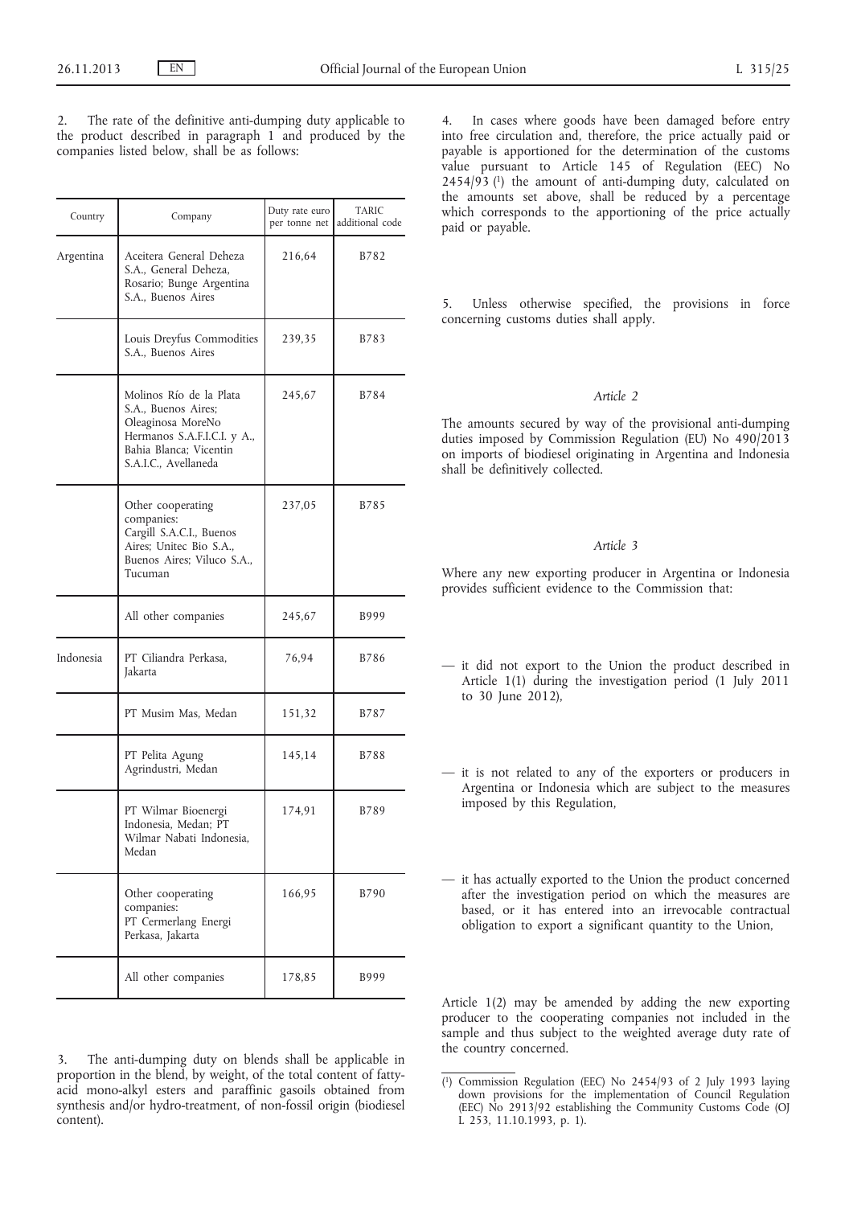2. The rate of the definitive anti-dumping duty applicable to the product described in paragraph 1 and produced by the companies listed below, shall be as follows:

| Country | Company | Duty rate euro per tonne net | TARIC additional code |
|---|---|---|---|
| Argentina | Aceitera General Deheza S.A., General Deheza, Rosario; Bunge Argentina S.A., Buenos Aires | 216,64 | B782 |
| | Louis Dreyfus Commodities S.A., Buenos Aires | 239,35 | B783 |
| | Molinos Río de la Plata S.A., Buenos Aires; Oleaginosa MoreNo Hermanos S.A.F.I.C.I. y A., Bahia Blanca; Vicentin S.A.I.C., Avellaneda | 245,67 | B784 |
| | Other cooperating companies: Cargill S.A.C.I., Buenos Aires; Unitec Bio S.A., Buenos Aires; Viluco S.A., Tucuman | 237,05 | B785 |
| | All other companies | 245,67 | B999 |
| Indonesia | PT Ciliandra Perkasa, Jakarta | 76,94 | B786 |
| | PT Musim Mas, Medan | 151,32 | B787 |
| | PT Pelita Agung Agrindustri, Medan | 145,14 | B788 |
| | PT Wilmar Bioenergi Indonesia, Medan; PT Wilmar Nabati Indonesia, Medan | 174,91 | B789 |
| | Other cooperating companies: PT Cermerlang Energi Perkasa, Jakarta | 166,95 | B790 |
| | All other companies | 178,85 | B999 |

3. The anti-dumping duty on blends shall be applicable in proportion in the blend, by weight, of the total content of fatty-acid mono-alkyl esters and paraffinic gasoils obtained from synthesis and/or hydro-treatment, of non-fossil origin (biodiesel content).

4. In cases where goods have been damaged before entry into free circulation and, therefore, the price actually paid or payable is apportioned for the determination of the customs value pursuant to Article 145 of Regulation (EEC) No 2454/93 [1] the amount of anti-dumping duty, calculated on the amounts set above, shall be reduced by a percentage which corresponds to the apportioning of the price actually paid or payable.

5. Unless otherwise specified, the provisions in force concerning customs duties shall apply.

*Article 2*

The amounts secured by way of the provisional anti-dumping duties imposed by Commission Regulation (EU) No 490/2013 on imports of biodiesel originating in Argentina and Indonesia shall be definitively collected.

*Article 3*

Where any new exporting producer in Argentina or Indonesia provides sufficient evidence to the Commission that:

— it did not export to the Union the product described in Article 1(1) during the investigation period (1 July 2011 to 30 June 2012),

— it is not related to any of the exporters or producers in Argentina or Indonesia which are subject to the measures imposed by this Regulation,

— it has actually exported to the Union the product concerned after the investigation period on which the measures are based, or it has entered into an irrevocable contractual obligation to export a significant quantity to the Union,

Article 1(2) may be amended by adding the new exporting producer to the cooperating companies not included in the sample and thus subject to the weighted average duty rate of the country concerned.

[1] Commission Regulation (EEC) No 2454/93 of 2 July 1993 laying down provisions for the implementation of Council Regulation (EEC) No 2913/92 establishing the Community Customs Code (OJ L 253, 11.10.1993, p. 1).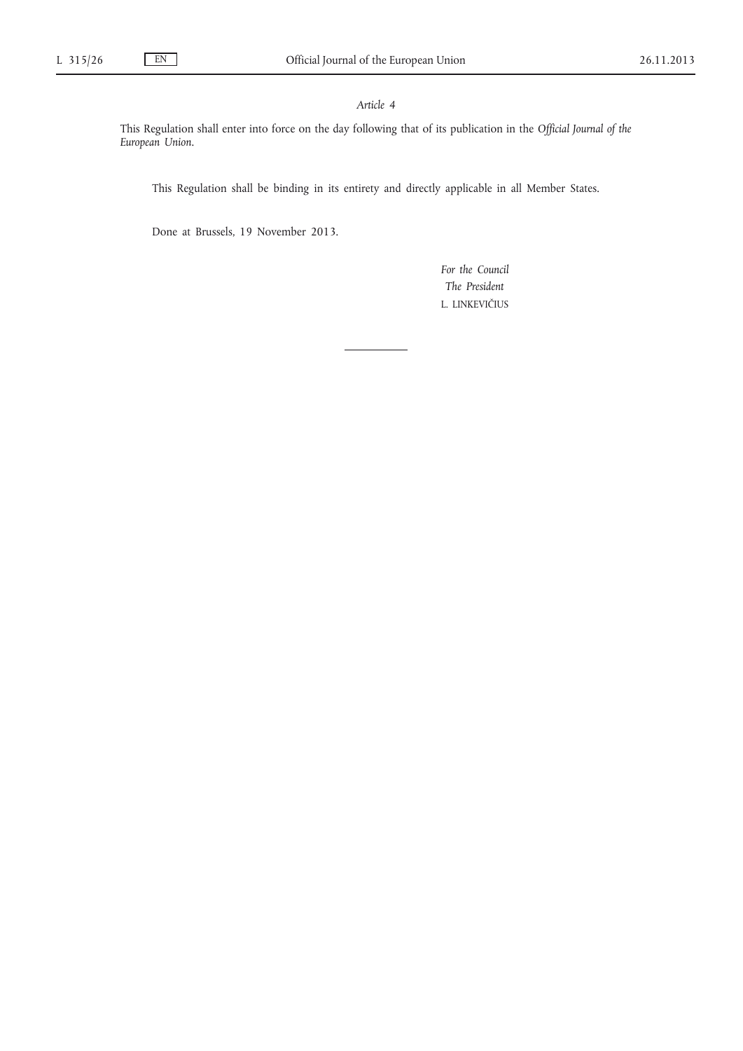*Article 4*

This Regulation shall enter into force on the day following that of its publication in the *Official Journal of the European Union*.

This Regulation shall be binding in its entirety and directly applicable in all Member States.

Done at Brussels, 19 November 2013.

*For the Council*

*The President*

L. LINKEVIČIUS